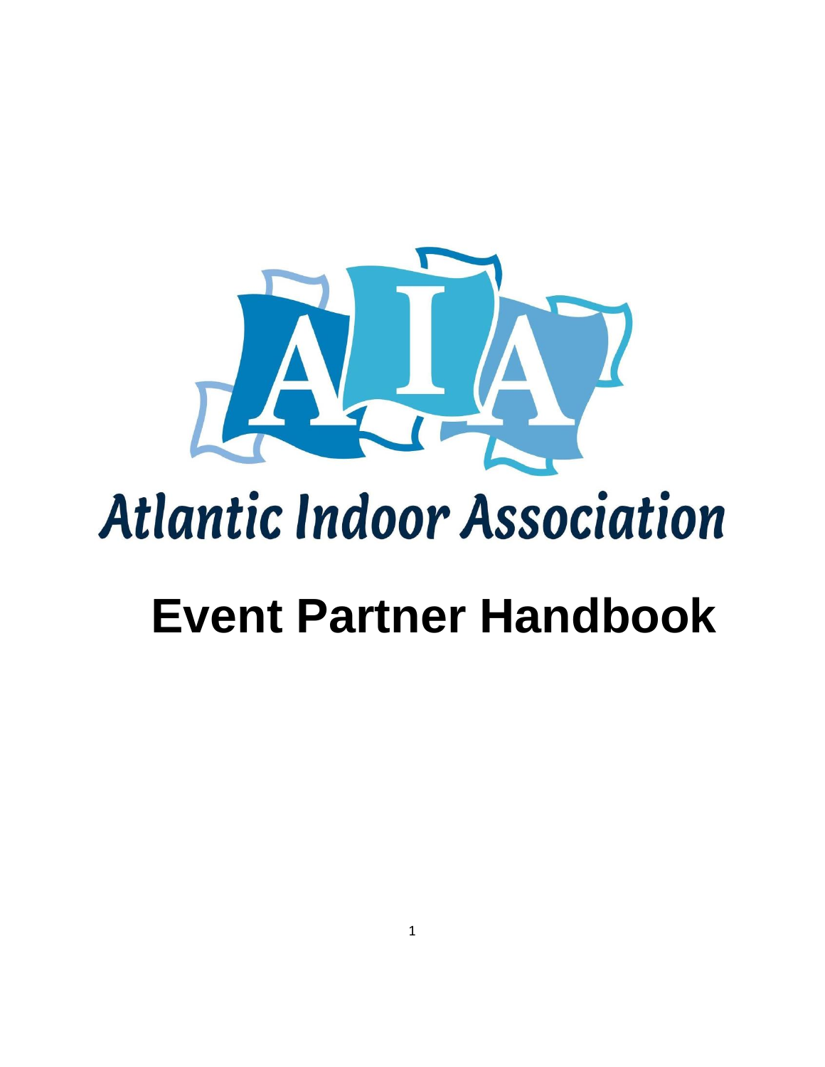AIA

Atlantic Indoor Association

# Event Partner Handbook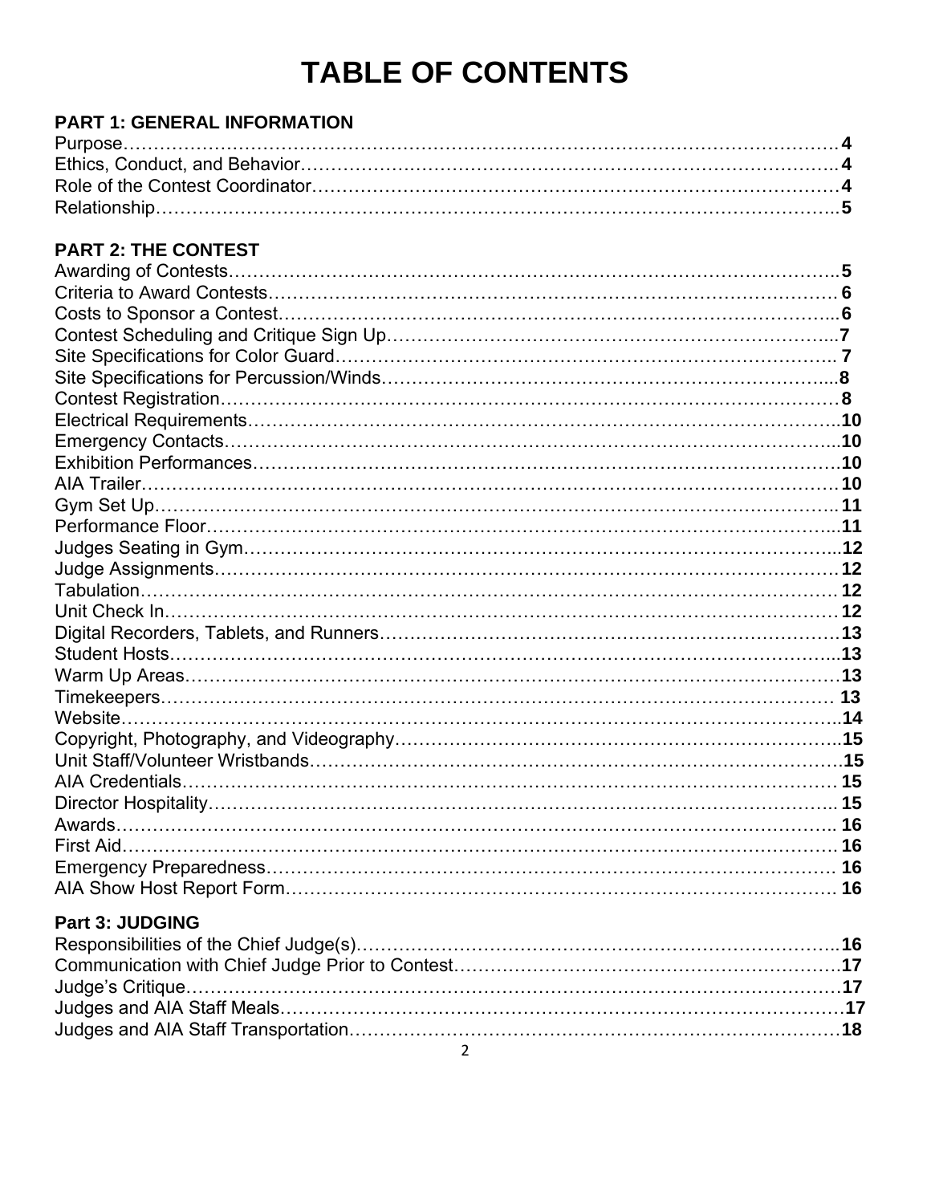# TABLE OF CONTENTS

**PART 1: GENERAL INFORMATION**

Purpose…… **4**
Ethics, Conduct, and Behavior…… **4**
Role of the Contest Coordinator…… **4**
Relationship…… **5**

**PART 2: THE CONTEST**

Awarding of Contests…… **5**
Criteria to Award Contests…… **6**
Costs to Sponsor a Contest…… **6**
Contest Scheduling and Critique Sign Up…… **7**
Site Specifications for Color Guard…… **7**
Site Specifications for Percussion/Winds…… **8**
Contest Registration…… **8**
Electrical Requirements…… **10**
Emergency Contacts…… **10**
Exhibition Performances…… **10**
AIA Trailer…… **10**
Gym Set Up…… **11**
Performance Floor…… **11**
Judges Seating in Gym…… **12**
Judge Assignments…… **12**
Tabulation…… **12**
Unit Check In…… **12**
Digital Recorders, Tablets, and Runners…… **13**
Student Hosts…… **13**
Warm Up Areas…… **13**
Timekeepers…… **13**
Website…… **14**
Copyright, Photography, and Videography…… **15**
Unit Staff/Volunteer Wristbands…… **15**
AIA Credentials…… **15**
Director Hospitality…… **15**
Awards…… **16**
First Aid…… **16**
Emergency Preparedness…… **16**
AIA Show Host Report Form…… **16**

**Part 3: JUDGING**

Responsibilities of the Chief Judge(s)…… **16**
Communication with Chief Judge Prior to Contest…… **17**
Judge's Critique…… **17**
Judges and AIA Staff Meals…… **17**
Judges and AIA Staff Transportation…… **18**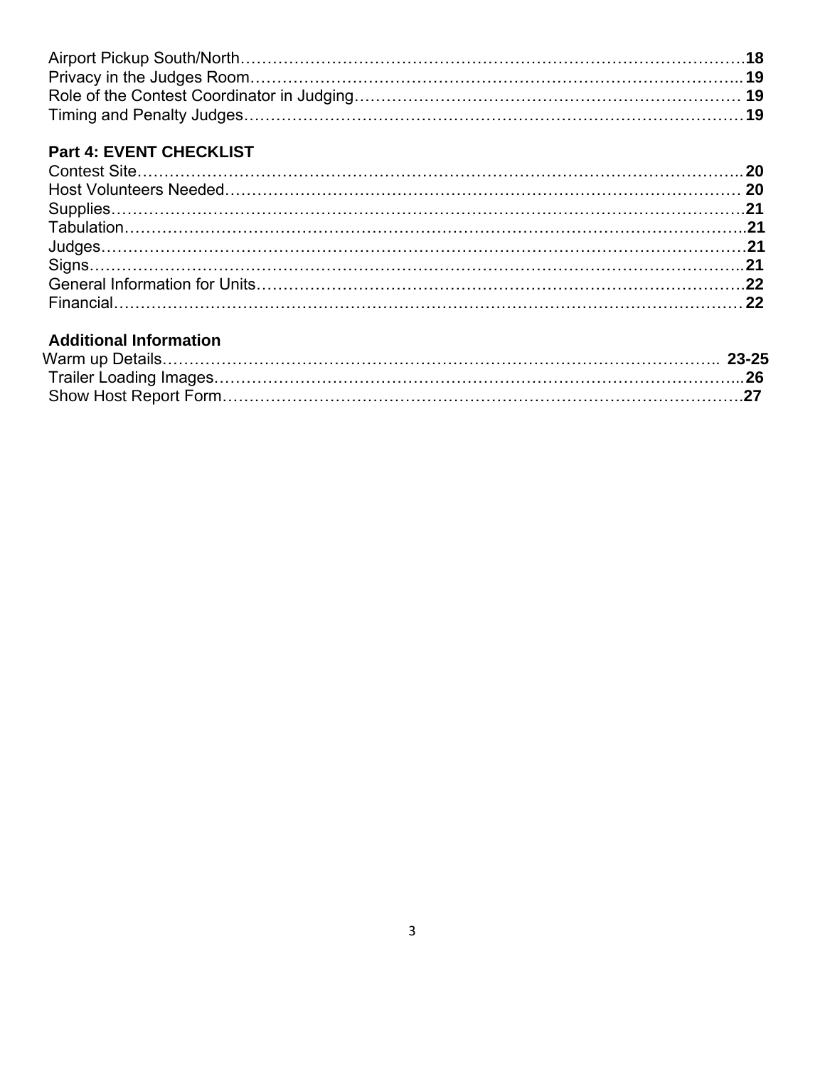Airport Pickup South/North……………………………………………………………………………………**18**
Privacy in the Judges Room…………………………………………………………………………………..**19**
Role of the Contest Coordinator in Judging……………………………………………………………… **19**
Timing and Penalty Judges…………………………………………………………………………………**19**

### Part 4: EVENT CHECKLIST

Contest Site……………………………………………………………………………………………………..**20**
Host Volunteers Needed………………………………………………………………………………… **20**
Supplies…………………………………………………………………………………………………………**21**
Tabulation……………………………………………………………………………………………………..**21**
Judges…………………………………………………………………………………………………………**21**
Signs……………………………………………………………………………………………………………..**21**
General Information for Units………………………………………………………………………………**22**
Financial………………………………………………………………………………………………………… **22**

### Additional Information

Warm up Details……………………………………………………………………………………………….. **23-25**
Trailer Loading Images………………………………………………………………………………………...**26**
Show Host Report Form………………………………………………………………………………………**27**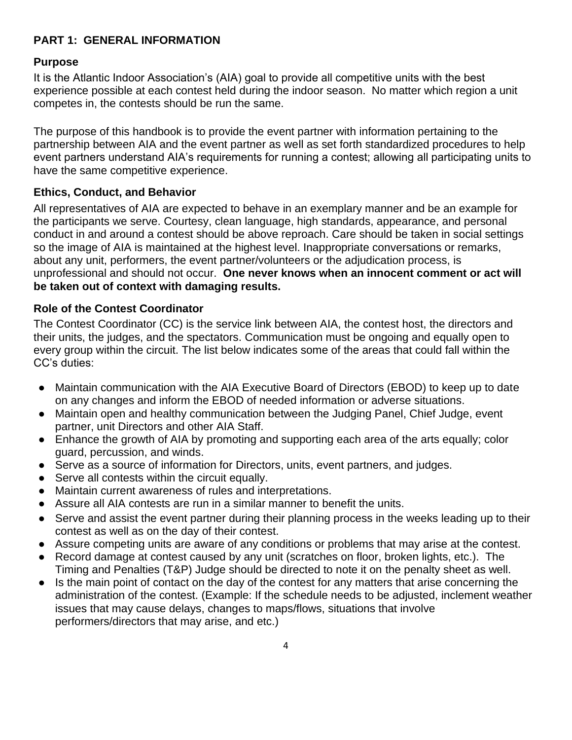## PART 1: GENERAL INFORMATION

### Purpose

It is the Atlantic Indoor Association's (AIA) goal to provide all competitive units with the best experience possible at each contest held during the indoor season. No matter which region a unit competes in, the contests should be run the same.

The purpose of this handbook is to provide the event partner with information pertaining to the partnership between AIA and the event partner as well as set forth standardized procedures to help event partners understand AIA's requirements for running a contest; allowing all participating units to have the same competitive experience.

### Ethics, Conduct, and Behavior

All representatives of AIA are expected to behave in an exemplary manner and be an example for the participants we serve. Courtesy, clean language, high standards, appearance, and personal conduct in and around a contest should be above reproach. Care should be taken in social settings so the image of AIA is maintained at the highest level. Inappropriate conversations or remarks, about any unit, performers, the event partner/volunteers or the adjudication process, is unprofessional and should not occur. **One never knows when an innocent comment or act will be taken out of context with damaging results.**

### Role of the Contest Coordinator

The Contest Coordinator (CC) is the service link between AIA, the contest host, the directors and their units, the judges, and the spectators. Communication must be ongoing and equally open to every group within the circuit. The list below indicates some of the areas that could fall within the CC's duties:

- Maintain communication with the AIA Executive Board of Directors (EBOD) to keep up to date on any changes and inform the EBOD of needed information or adverse situations.
- Maintain open and healthy communication between the Judging Panel, Chief Judge, event partner, unit Directors and other AIA Staff.
- Enhance the growth of AIA by promoting and supporting each area of the arts equally; color guard, percussion, and winds.
- Serve as a source of information for Directors, units, event partners, and judges.
- Serve all contests within the circuit equally.
- Maintain current awareness of rules and interpretations.
- Assure all AIA contests are run in a similar manner to benefit the units.
- Serve and assist the event partner during their planning process in the weeks leading up to their contest as well as on the day of their contest.
- Assure competing units are aware of any conditions or problems that may arise at the contest.
- Record damage at contest caused by any unit (scratches on floor, broken lights, etc.). The Timing and Penalties (T&P) Judge should be directed to note it on the penalty sheet as well.
- Is the main point of contact on the day of the contest for any matters that arise concerning the administration of the contest. (Example: If the schedule needs to be adjusted, inclement weather issues that may cause delays, changes to maps/flows, situations that involve performers/directors that may arise, and etc.)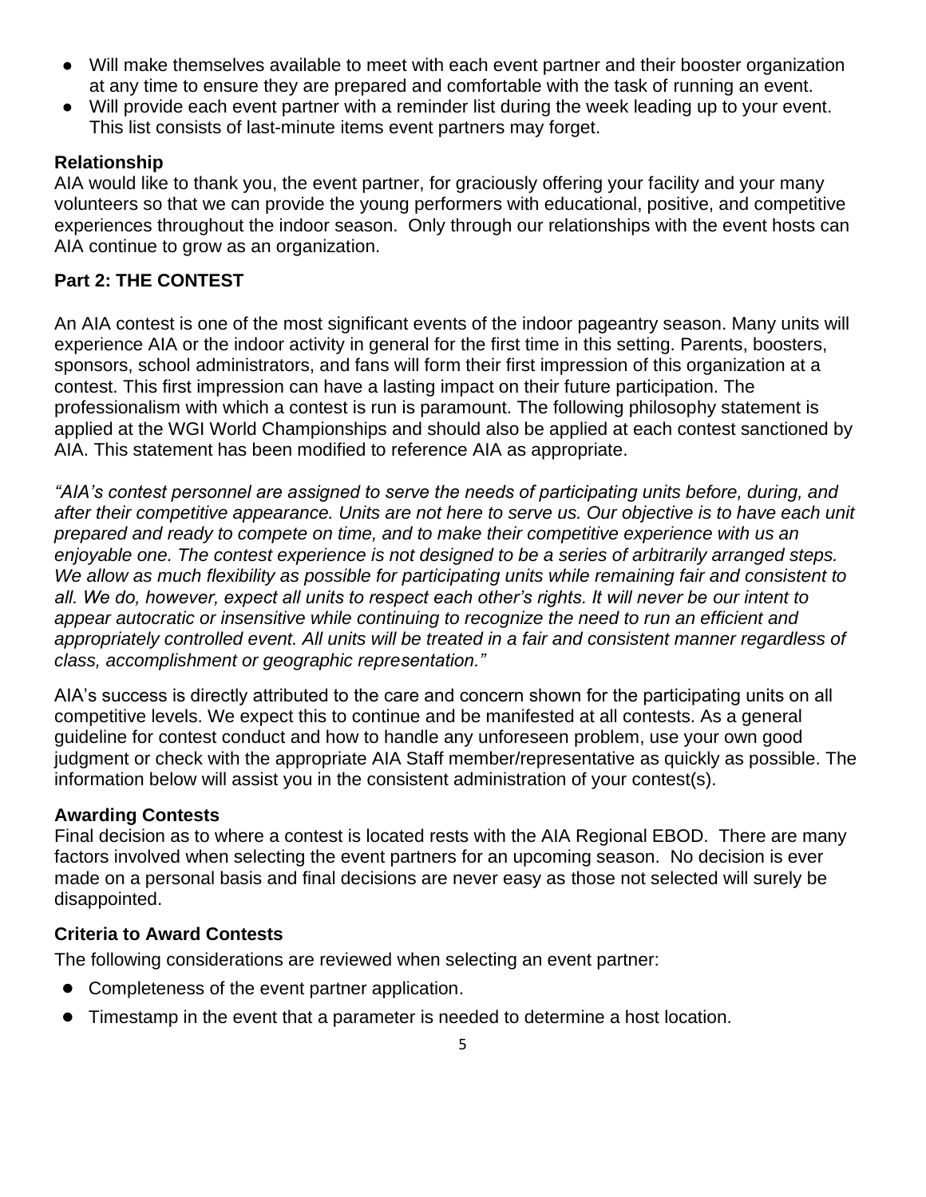- Will make themselves available to meet with each event partner and their booster organization at any time to ensure they are prepared and comfortable with the task of running an event.
- Will provide each event partner with a reminder list during the week leading up to your event. This list consists of last-minute items event partners may forget.

**Relationship**

AIA would like to thank you, the event partner, for graciously offering your facility and your many volunteers so that we can provide the young performers with educational, positive, and competitive experiences throughout the indoor season. Only through our relationships with the event hosts can AIA continue to grow as an organization.

## Part 2: THE CONTEST

An AIA contest is one of the most significant events of the indoor pageantry season. Many units will experience AIA or the indoor activity in general for the first time in this setting. Parents, boosters, sponsors, school administrators, and fans will form their first impression of this organization at a contest. This first impression can have a lasting impact on their future participation. The professionalism with which a contest is run is paramount. The following philosophy statement is applied at the WGI World Championships and should also be applied at each contest sanctioned by AIA. This statement has been modified to reference AIA as appropriate.

*"AIA's contest personnel are assigned to serve the needs of participating units before, during, and after their competitive appearance. Units are not here to serve us. Our objective is to have each unit prepared and ready to compete on time, and to make their competitive experience with us an enjoyable one. The contest experience is not designed to be a series of arbitrarily arranged steps. We allow as much flexibility as possible for participating units while remaining fair and consistent to all. We do, however, expect all units to respect each other's rights. It will never be our intent to appear autocratic or insensitive while continuing to recognize the need to run an efficient and appropriately controlled event. All units will be treated in a fair and consistent manner regardless of class, accomplishment or geographic representation."*

AIA's success is directly attributed to the care and concern shown for the participating units on all competitive levels. We expect this to continue and be manifested at all contests. As a general guideline for contest conduct and how to handle any unforeseen problem, use your own good judgment or check with the appropriate AIA Staff member/representative as quickly as possible. The information below will assist you in the consistent administration of your contest(s).

**Awarding Contests**

Final decision as to where a contest is located rests with the AIA Regional EBOD. There are many factors involved when selecting the event partners for an upcoming season. No decision is ever made on a personal basis and final decisions are never easy as those not selected will surely be disappointed.

**Criteria to Award Contests**

The following considerations are reviewed when selecting an event partner:

- Completeness of the event partner application.
- Timestamp in the event that a parameter is needed to determine a host location.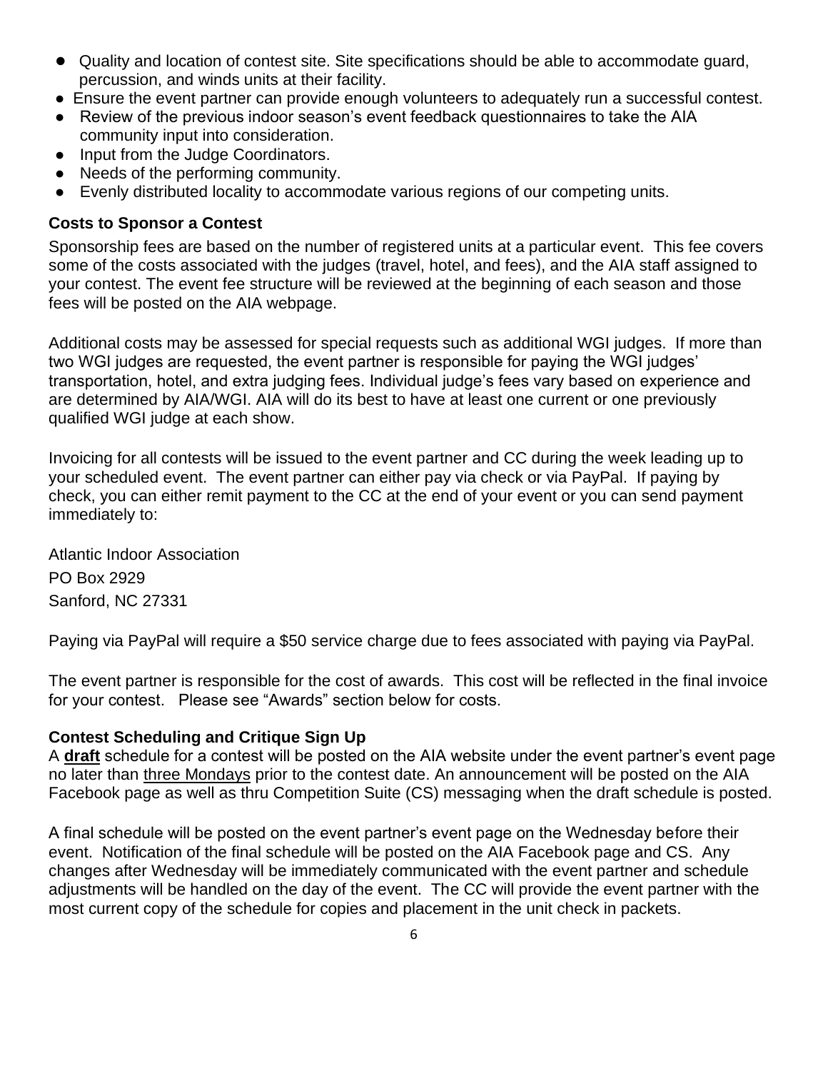- Quality and location of contest site. Site specifications should be able to accommodate guard, percussion, and winds units at their facility.
- Ensure the event partner can provide enough volunteers to adequately run a successful contest.
- Review of the previous indoor season's event feedback questionnaires to take the AIA community input into consideration.
- Input from the Judge Coordinators.
- Needs of the performing community.
- Evenly distributed locality to accommodate various regions of our competing units.

### Costs to Sponsor a Contest

Sponsorship fees are based on the number of registered units at a particular event. This fee covers some of the costs associated with the judges (travel, hotel, and fees), and the AIA staff assigned to your contest. The event fee structure will be reviewed at the beginning of each season and those fees will be posted on the AIA webpage.

Additional costs may be assessed for special requests such as additional WGI judges. If more than two WGI judges are requested, the event partner is responsible for paying the WGI judges' transportation, hotel, and extra judging fees. Individual judge's fees vary based on experience and are determined by AIA/WGI. AIA will do its best to have at least one current or one previously qualified WGI judge at each show.

Invoicing for all contests will be issued to the event partner and CC during the week leading up to your scheduled event. The event partner can either pay via check or via PayPal. If paying by check, you can either remit payment to the CC at the end of your event or you can send payment immediately to:

Atlantic Indoor Association
PO Box 2929
Sanford, NC 27331

Paying via PayPal will require a $50 service charge due to fees associated with paying via PayPal.

The event partner is responsible for the cost of awards. This cost will be reflected in the final invoice for your contest. Please see "Awards" section below for costs.

### Contest Scheduling and Critique Sign Up

A **draft** schedule for a contest will be posted on the AIA website under the event partner's event page no later than three Mondays prior to the contest date. An announcement will be posted on the AIA Facebook page as well as thru Competition Suite (CS) messaging when the draft schedule is posted.

A final schedule will be posted on the event partner's event page on the Wednesday before their event. Notification of the final schedule will be posted on the AIA Facebook page and CS. Any changes after Wednesday will be immediately communicated with the event partner and schedule adjustments will be handled on the day of the event. The CC will provide the event partner with the most current copy of the schedule for copies and placement in the unit check in packets.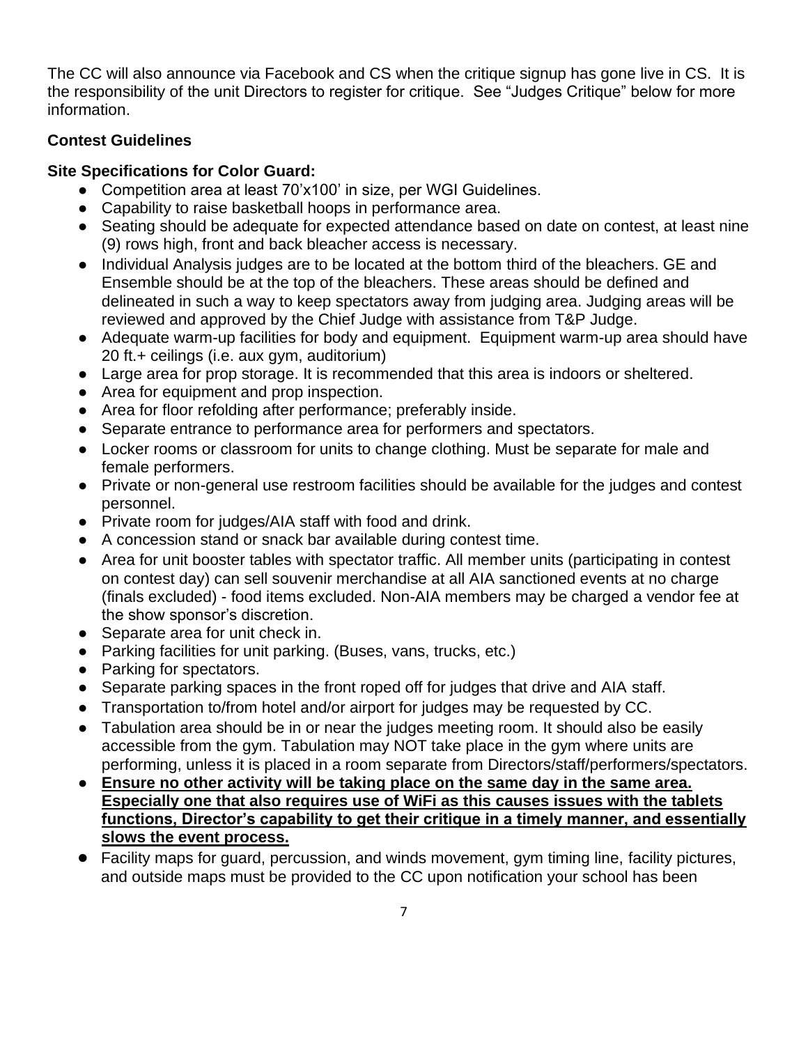The CC will also announce via Facebook and CS when the critique signup has gone live in CS. It is the responsibility of the unit Directors to register for critique. See "Judges Critique" below for more information.

**Contest Guidelines**

**Site Specifications for Color Guard:**

- Competition area at least 70'x100' in size, per WGI Guidelines.
- Capability to raise basketball hoops in performance area.
- Seating should be adequate for expected attendance based on date on contest, at least nine (9) rows high, front and back bleacher access is necessary.
- Individual Analysis judges are to be located at the bottom third of the bleachers. GE and Ensemble should be at the top of the bleachers. These areas should be defined and delineated in such a way to keep spectators away from judging area. Judging areas will be reviewed and approved by the Chief Judge with assistance from T&P Judge.
- Adequate warm-up facilities for body and equipment. Equipment warm-up area should have 20 ft.+ ceilings (i.e. aux gym, auditorium)
- Large area for prop storage. It is recommended that this area is indoors or sheltered.
- Area for equipment and prop inspection.
- Area for floor refolding after performance; preferably inside.
- Separate entrance to performance area for performers and spectators.
- Locker rooms or classroom for units to change clothing. Must be separate for male and female performers.
- Private or non-general use restroom facilities should be available for the judges and contest personnel.
- Private room for judges/AIA staff with food and drink.
- A concession stand or snack bar available during contest time.
- Area for unit booster tables with spectator traffic. All member units (participating in contest on contest day) can sell souvenir merchandise at all AIA sanctioned events at no charge (finals excluded) - food items excluded. Non-AIA members may be charged a vendor fee at the show sponsor's discretion.
- Separate area for unit check in.
- Parking facilities for unit parking. (Buses, vans, trucks, etc.)
- Parking for spectators.
- Separate parking spaces in the front roped off for judges that drive and AIA staff.
- Transportation to/from hotel and/or airport for judges may be requested by CC.
- Tabulation area should be in or near the judges meeting room. It should also be easily accessible from the gym. Tabulation may NOT take place in the gym where units are performing, unless it is placed in a room separate from Directors/staff/performers/spectators.
- **<u>Ensure no other activity will be taking place on the same day in the same area. Especially one that also requires use of WiFi as this causes issues with the tablets functions, Director's capability to get their critique in a timely manner, and essentially slows the event process.</u>**
- Facility maps for guard, percussion, and winds movement, gym timing line, facility pictures, and outside maps must be provided to the CC upon notification your school has been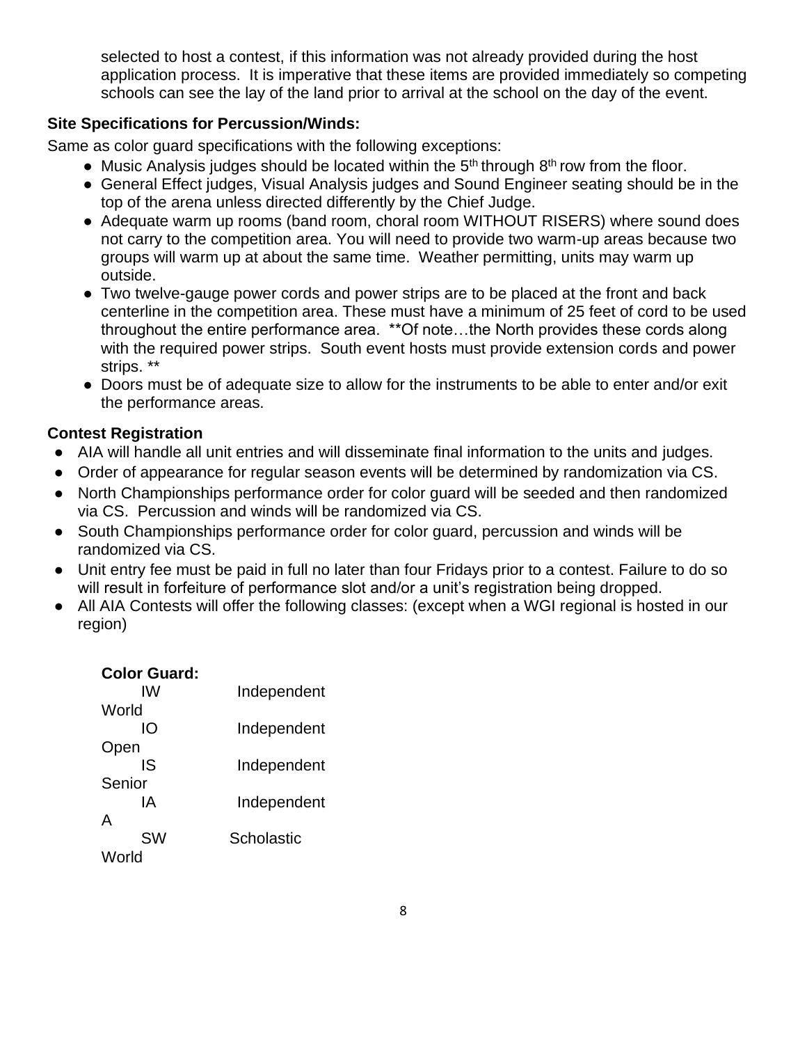selected to host a contest, if this information was not already provided during the host application process. It is imperative that these items are provided immediately so competing schools can see the lay of the land prior to arrival at the school on the day of the event.

**Site Specifications for Percussion/Winds:**

Same as color guard specifications with the following exceptions:

- Music Analysis judges should be located within the 5th through 8th row from the floor.
- General Effect judges, Visual Analysis judges and Sound Engineer seating should be in the top of the arena unless directed differently by the Chief Judge.
- Adequate warm up rooms (band room, choral room WITHOUT RISERS) where sound does not carry to the competition area. You will need to provide two warm-up areas because two groups will warm up at about the same time. Weather permitting, units may warm up outside.
- Two twelve-gauge power cords and power strips are to be placed at the front and back centerline in the competition area. These must have a minimum of 25 feet of cord to be used throughout the entire performance area. **Of note…the North provides these cords along with the required power strips. South event hosts must provide extension cords and power strips. **
- Doors must be of adequate size to allow for the instruments to be able to enter and/or exit the performance areas.

**Contest Registration**

- AIA will handle all unit entries and will disseminate final information to the units and judges.
- Order of appearance for regular season events will be determined by randomization via CS.
- North Championships performance order for color guard will be seeded and then randomized via CS. Percussion and winds will be randomized via CS.
- South Championships performance order for color guard, percussion and winds will be randomized via CS.
- Unit entry fee must be paid in full no later than four Fridays prior to a contest. Failure to do so will result in forfeiture of performance slot and/or a unit's registration being dropped.
- All AIA Contests will offer the following classes: (except when a WGI regional is hosted in our region)

**Color Guard:**

| | |
|---|---|
| IW | Independent World |
| IO | Independent Open |
| IS | Independent Senior |
| IA | Independent A |
| SW | Scholastic World |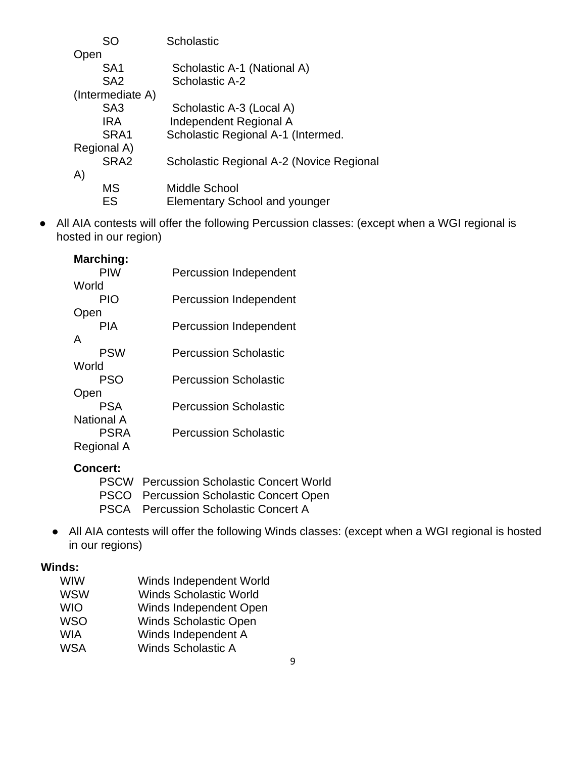- SO Scholastic Open
- SA1 Scholastic A-1 (National A)
- SA2 Scholastic A-2 (Intermediate A)
- SA3 Scholastic A-3 (Local A)
- IRA Independent Regional A
- SRA1 Scholastic Regional A-1 (Intermed. Regional A)
- SRA2 Scholastic Regional A-2 (Novice Regional A)
- MS Middle School
- ES Elementary School and younger

- All AIA contests will offer the following Percussion classes: (except when a WGI regional is hosted in our region)

**Marching:**

- PIW Percussion Independent World
- PIO Percussion Independent Open
- PIA Percussion Independent A
- PSW Percussion Scholastic World
- PSO Percussion Scholastic Open
- PSA Percussion Scholastic National A
- PSRA Percussion Scholastic Regional A

**Concert:**

- PSCW Percussion Scholastic Concert World
- PSCO Percussion Scholastic Concert Open
- PSCA Percussion Scholastic Concert A

- All AIA contests will offer the following Winds classes: (except when a WGI regional is hosted in our regions)

**Winds:**

- WIW Winds Independent World
- WSW Winds Scholastic World
- WIO Winds Independent Open
- WSO Winds Scholastic Open
- WIA Winds Independent A
- WSA Winds Scholastic A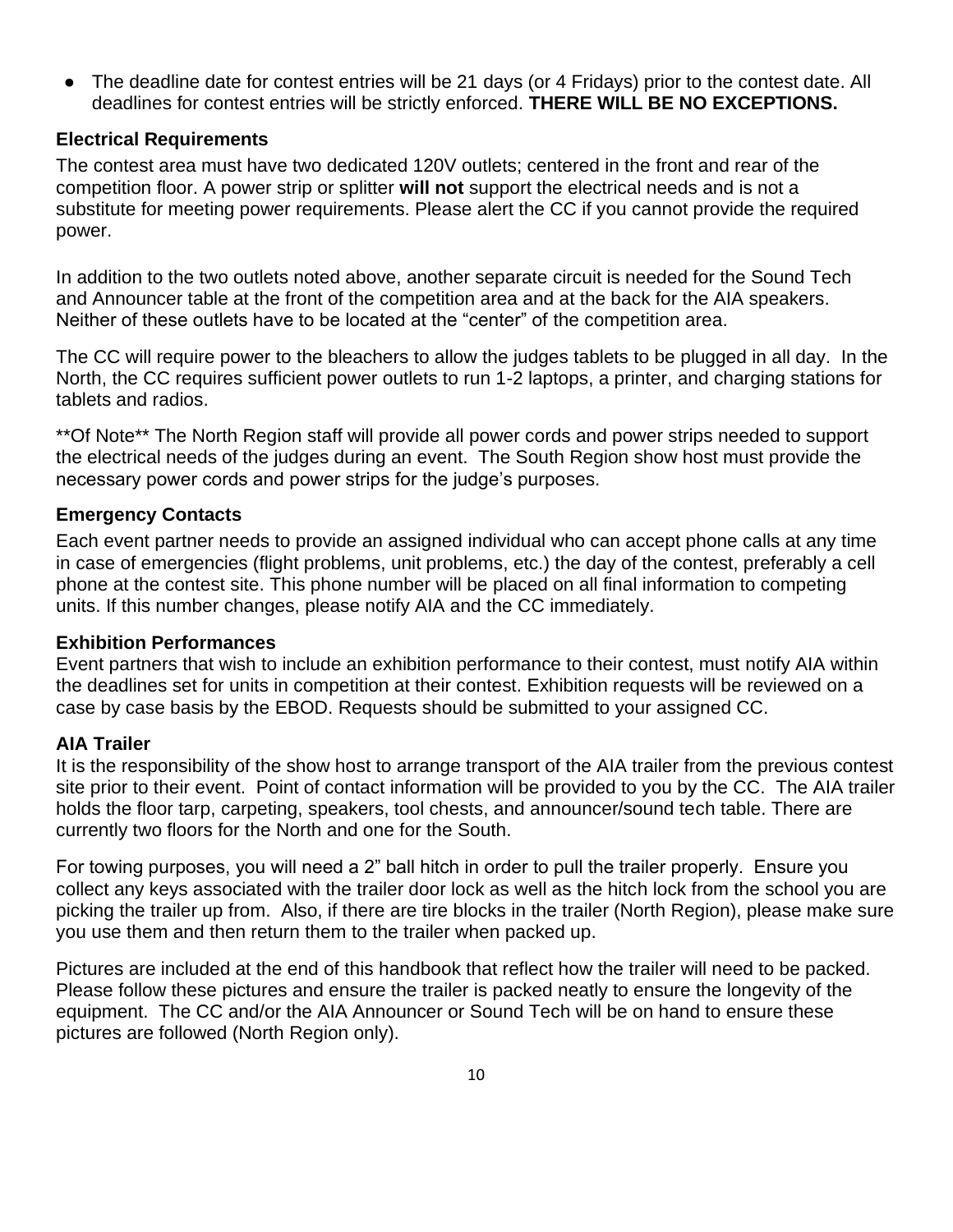- The deadline date for contest entries will be 21 days (or 4 Fridays) prior to the contest date. All deadlines for contest entries will be strictly enforced. **THERE WILL BE NO EXCEPTIONS.**

### Electrical Requirements

The contest area must have two dedicated 120V outlets; centered in the front and rear of the competition floor. A power strip or splitter **will not** support the electrical needs and is not a substitute for meeting power requirements. Please alert the CC if you cannot provide the required power.

In addition to the two outlets noted above, another separate circuit is needed for the Sound Tech and Announcer table at the front of the competition area and at the back for the AIA speakers. Neither of these outlets have to be located at the "center" of the competition area.

The CC will require power to the bleachers to allow the judges tablets to be plugged in all day. In the North, the CC requires sufficient power outlets to run 1-2 laptops, a printer, and charging stations for tablets and radios.

**Of Note** The North Region staff will provide all power cords and power strips needed to support the electrical needs of the judges during an event. The South Region show host must provide the necessary power cords and power strips for the judge's purposes.

### Emergency Contacts

Each event partner needs to provide an assigned individual who can accept phone calls at any time in case of emergencies (flight problems, unit problems, etc.) the day of the contest, preferably a cell phone at the contest site. This phone number will be placed on all final information to competing units. If this number changes, please notify AIA and the CC immediately.

### Exhibition Performances

Event partners that wish to include an exhibition performance to their contest, must notify AIA within the deadlines set for units in competition at their contest. Exhibition requests will be reviewed on a case by case basis by the EBOD. Requests should be submitted to your assigned CC.

### AIA Trailer

It is the responsibility of the show host to arrange transport of the AIA trailer from the previous contest site prior to their event. Point of contact information will be provided to you by the CC. The AIA trailer holds the floor tarp, carpeting, speakers, tool chests, and announcer/sound tech table. There are currently two floors for the North and one for the South.

For towing purposes, you will need a 2" ball hitch in order to pull the trailer properly. Ensure you collect any keys associated with the trailer door lock as well as the hitch lock from the school you are picking the trailer up from. Also, if there are tire blocks in the trailer (North Region), please make sure you use them and then return them to the trailer when packed up.

Pictures are included at the end of this handbook that reflect how the trailer will need to be packed. Please follow these pictures and ensure the trailer is packed neatly to ensure the longevity of the equipment. The CC and/or the AIA Announcer or Sound Tech will be on hand to ensure these pictures are followed (North Region only).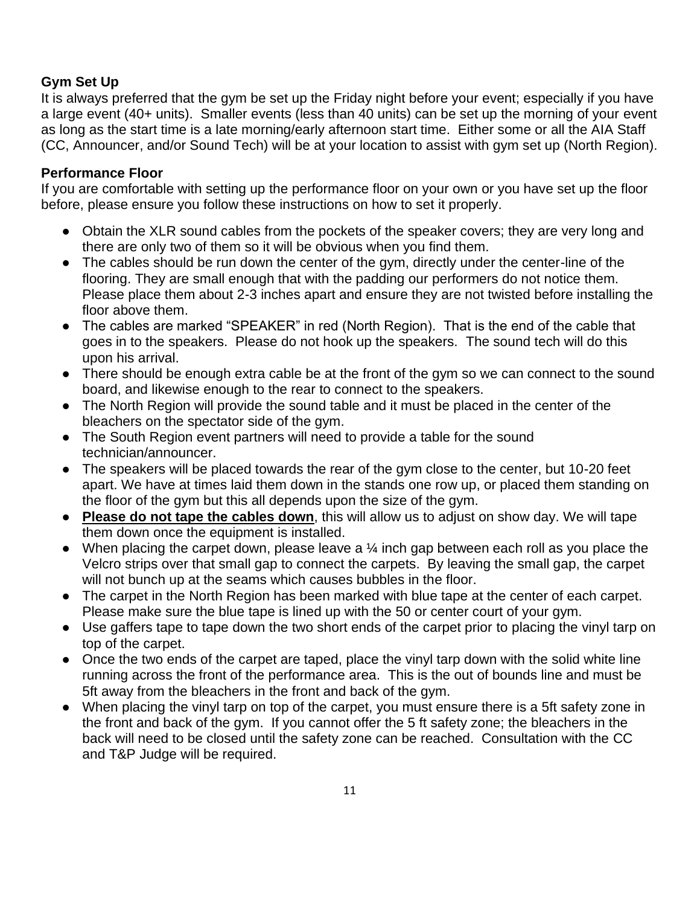**Gym Set Up**

It is always preferred that the gym be set up the Friday night before your event; especially if you have a large event (40+ units). Smaller events (less than 40 units) can be set up the morning of your event as long as the start time is a late morning/early afternoon start time. Either some or all the AIA Staff (CC, Announcer, and/or Sound Tech) will be at your location to assist with gym set up (North Region).

**Performance Floor**

If you are comfortable with setting up the performance floor on your own or you have set up the floor before, please ensure you follow these instructions on how to set it properly.

- Obtain the XLR sound cables from the pockets of the speaker covers; they are very long and there are only two of them so it will be obvious when you find them.
- The cables should be run down the center of the gym, directly under the center-line of the flooring. They are small enough that with the padding our performers do not notice them. Please place them about 2-3 inches apart and ensure they are not twisted before installing the floor above them.
- The cables are marked "SPEAKER" in red (North Region). That is the end of the cable that goes in to the speakers. Please do not hook up the speakers. The sound tech will do this upon his arrival.
- There should be enough extra cable be at the front of the gym so we can connect to the sound board, and likewise enough to the rear to connect to the speakers.
- The North Region will provide the sound table and it must be placed in the center of the bleachers on the spectator side of the gym.
- The South Region event partners will need to provide a table for the sound technician/announcer.
- The speakers will be placed towards the rear of the gym close to the center, but 10-20 feet apart. We have at times laid them down in the stands one row up, or placed them standing on the floor of the gym but this all depends upon the size of the gym.
- <u>**Please do not tape the cables down**</u>, this will allow us to adjust on show day. We will tape them down once the equipment is installed.
- When placing the carpet down, please leave a ¼ inch gap between each roll as you place the Velcro strips over that small gap to connect the carpets. By leaving the small gap, the carpet will not bunch up at the seams which causes bubbles in the floor.
- The carpet in the North Region has been marked with blue tape at the center of each carpet. Please make sure the blue tape is lined up with the 50 or center court of your gym.
- Use gaffers tape to tape down the two short ends of the carpet prior to placing the vinyl tarp on top of the carpet.
- Once the two ends of the carpet are taped, place the vinyl tarp down with the solid white line running across the front of the performance area. This is the out of bounds line and must be 5ft away from the bleachers in the front and back of the gym.
- When placing the vinyl tarp on top of the carpet, you must ensure there is a 5ft safety zone in the front and back of the gym. If you cannot offer the 5 ft safety zone; the bleachers in the back will need to be closed until the safety zone can be reached. Consultation with the CC and T&P Judge will be required.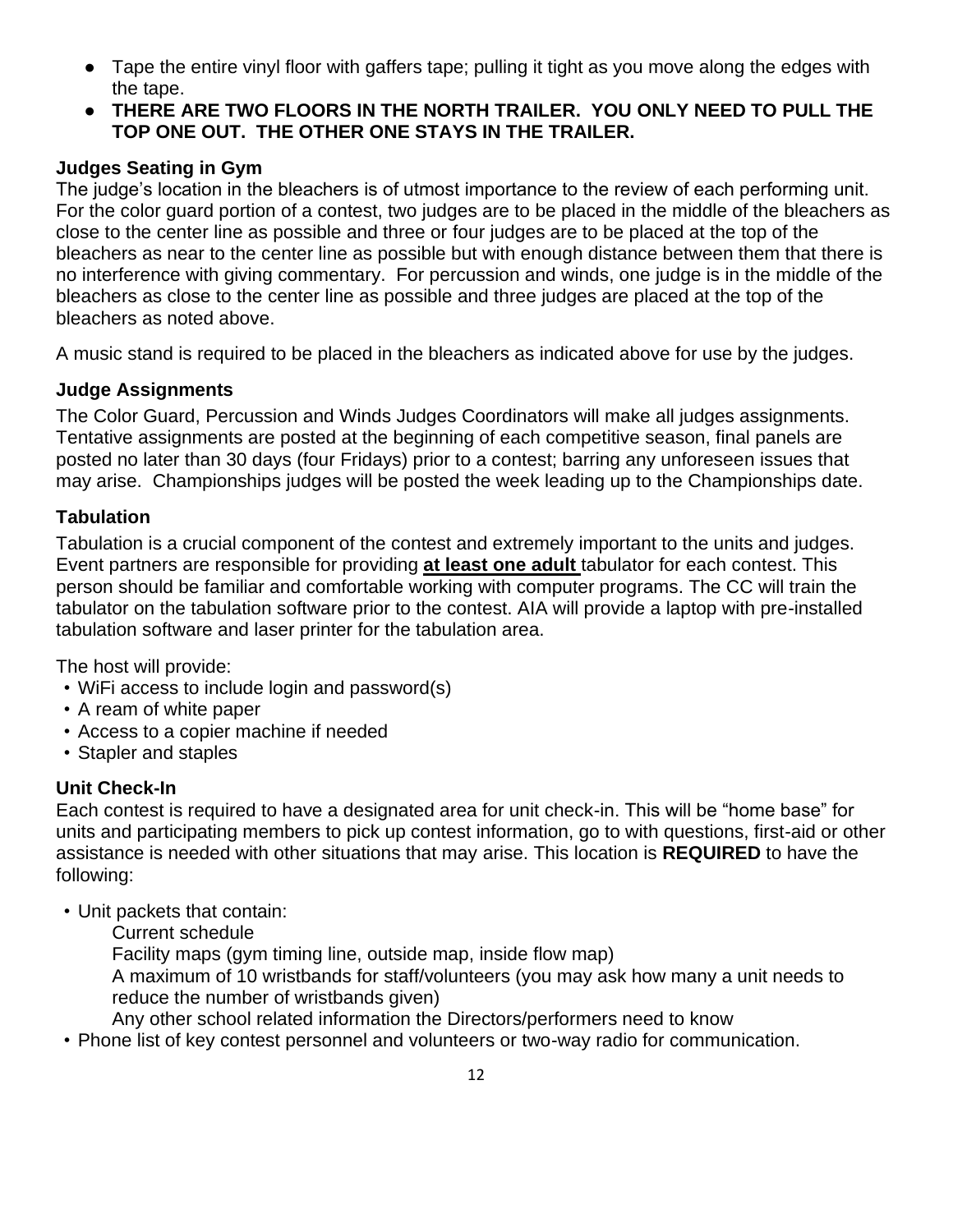- Tape the entire vinyl floor with gaffers tape; pulling it tight as you move along the edges with the tape.
- **THERE ARE TWO FLOORS IN THE NORTH TRAILER. YOU ONLY NEED TO PULL THE TOP ONE OUT. THE OTHER ONE STAYS IN THE TRAILER.**

### Judges Seating in Gym

The judge's location in the bleachers is of utmost importance to the review of each performing unit. For the color guard portion of a contest, two judges are to be placed in the middle of the bleachers as close to the center line as possible and three or four judges are to be placed at the top of the bleachers as near to the center line as possible but with enough distance between them that there is no interference with giving commentary. For percussion and winds, one judge is in the middle of the bleachers as close to the center line as possible and three judges are placed at the top of the bleachers as noted above.

A music stand is required to be placed in the bleachers as indicated above for use by the judges.

### Judge Assignments

The Color Guard, Percussion and Winds Judges Coordinators will make all judges assignments. Tentative assignments are posted at the beginning of each competitive season, final panels are posted no later than 30 days (four Fridays) prior to a contest; barring any unforeseen issues that may arise. Championships judges will be posted the week leading up to the Championships date.

### Tabulation

Tabulation is a crucial component of the contest and extremely important to the units and judges. Event partners are responsible for providing **at least one adult** tabulator for each contest. This person should be familiar and comfortable working with computer programs. The CC will train the tabulator on the tabulation software prior to the contest. AIA will provide a laptop with pre-installed tabulation software and laser printer for the tabulation area.

The host will provide:

- WiFi access to include login and password(s)
- A ream of white paper
- Access to a copier machine if needed
- Stapler and staples

### Unit Check-In

Each contest is required to have a designated area for unit check-in. This will be "home base" for units and participating members to pick up contest information, go to with questions, first-aid or other assistance is needed with other situations that may arise. This location is **REQUIRED** to have the following:

- Unit packets that contain:
  - Current schedule
  - Facility maps (gym timing line, outside map, inside flow map)
  - A maximum of 10 wristbands for staff/volunteers (you may ask how many a unit needs to reduce the number of wristbands given)
  - Any other school related information the Directors/performers need to know
- Phone list of key contest personnel and volunteers or two-way radio for communication.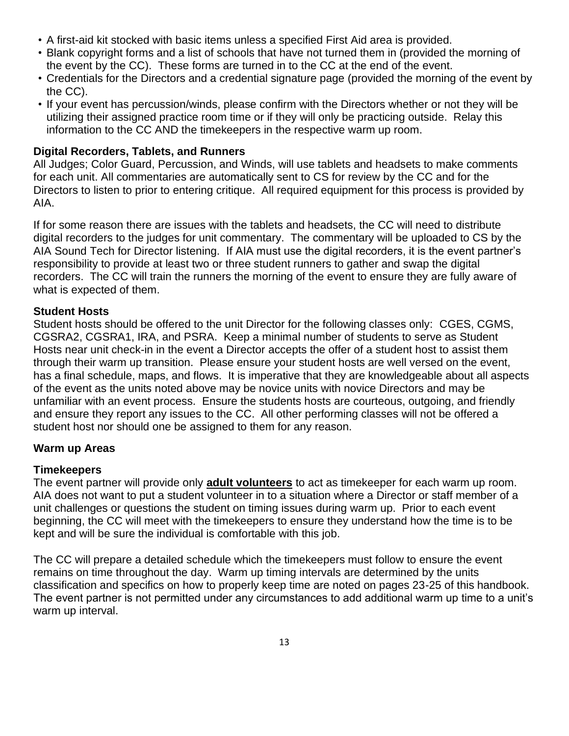- A first-aid kit stocked with basic items unless a specified First Aid area is provided.
- Blank copyright forms and a list of schools that have not turned them in (provided the morning of the event by the CC). These forms are turned in to the CC at the end of the event.
- Credentials for the Directors and a credential signature page (provided the morning of the event by the CC).
- If your event has percussion/winds, please confirm with the Directors whether or not they will be utilizing their assigned practice room time or if they will only be practicing outside. Relay this information to the CC AND the timekeepers in the respective warm up room.

**Digital Recorders, Tablets, and Runners**

All Judges; Color Guard, Percussion, and Winds, will use tablets and headsets to make comments for each unit. All commentaries are automatically sent to CS for review by the CC and for the Directors to listen to prior to entering critique. All required equipment for this process is provided by AIA.

If for some reason there are issues with the tablets and headsets, the CC will need to distribute digital recorders to the judges for unit commentary. The commentary will be uploaded to CS by the AIA Sound Tech for Director listening. If AIA must use the digital recorders, it is the event partner's responsibility to provide at least two or three student runners to gather and swap the digital recorders. The CC will train the runners the morning of the event to ensure they are fully aware of what is expected of them.

**Student Hosts**

Student hosts should be offered to the unit Director for the following classes only: CGES, CGMS, CGSRA2, CGSRA1, IRA, and PSRA. Keep a minimal number of students to serve as Student Hosts near unit check-in in the event a Director accepts the offer of a student host to assist them through their warm up transition. Please ensure your student hosts are well versed on the event, has a final schedule, maps, and flows. It is imperative that they are knowledgeable about all aspects of the event as the units noted above may be novice units with novice Directors and may be unfamiliar with an event process. Ensure the students hosts are courteous, outgoing, and friendly and ensure they report any issues to the CC. All other performing classes will not be offered a student host nor should one be assigned to them for any reason.

**Warm up Areas**

**Timekeepers**

The event partner will provide only **adult volunteers** to act as timekeeper for each warm up room. AIA does not want to put a student volunteer in to a situation where a Director or staff member of a unit challenges or questions the student on timing issues during warm up. Prior to each event beginning, the CC will meet with the timekeepers to ensure they understand how the time is to be kept and will be sure the individual is comfortable with this job.

The CC will prepare a detailed schedule which the timekeepers must follow to ensure the event remains on time throughout the day. Warm up timing intervals are determined by the units classification and specifics on how to properly keep time are noted on pages 23-25 of this handbook. The event partner is not permitted under any circumstances to add additional warm up time to a unit's warm up interval.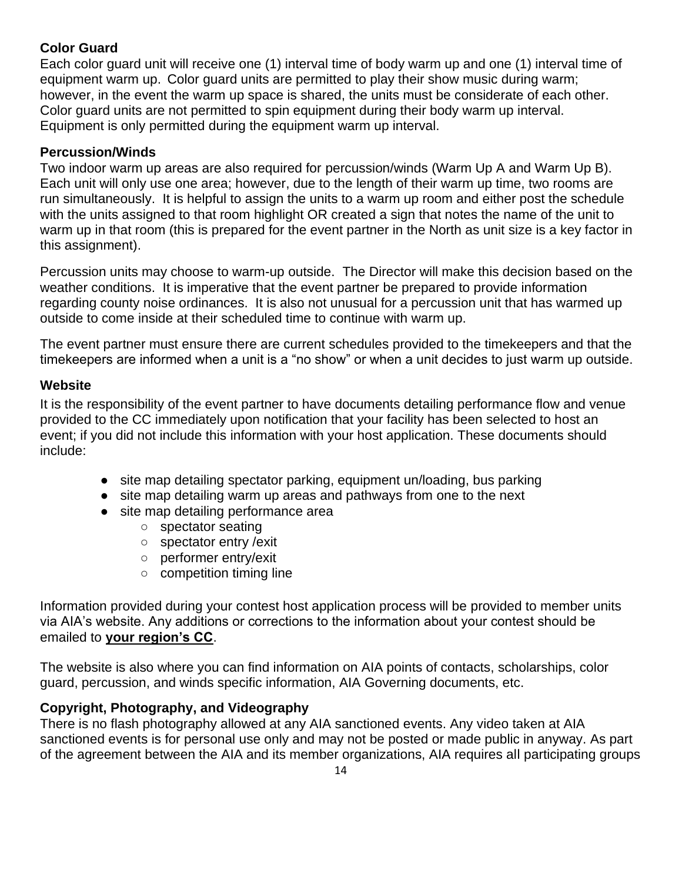**Color Guard**

Each color guard unit will receive one (1) interval time of body warm up and one (1) interval time of equipment warm up. Color guard units are permitted to play their show music during warm; however, in the event the warm up space is shared, the units must be considerate of each other. Color guard units are not permitted to spin equipment during their body warm up interval. Equipment is only permitted during the equipment warm up interval.

**Percussion/Winds**

Two indoor warm up areas are also required for percussion/winds (Warm Up A and Warm Up B). Each unit will only use one area; however, due to the length of their warm up time, two rooms are run simultaneously. It is helpful to assign the units to a warm up room and either post the schedule with the units assigned to that room highlight OR created a sign that notes the name of the unit to warm up in that room (this is prepared for the event partner in the North as unit size is a key factor in this assignment).

Percussion units may choose to warm-up outside. The Director will make this decision based on the weather conditions. It is imperative that the event partner be prepared to provide information regarding county noise ordinances. It is also not unusual for a percussion unit that has warmed up outside to come inside at their scheduled time to continue with warm up.

The event partner must ensure there are current schedules provided to the timekeepers and that the timekeepers are informed when a unit is a "no show" or when a unit decides to just warm up outside.

**Website**

It is the responsibility of the event partner to have documents detailing performance flow and venue provided to the CC immediately upon notification that your facility has been selected to host an event; if you did not include this information with your host application. These documents should include:

- site map detailing spectator parking, equipment un/loading, bus parking
- site map detailing warm up areas and pathways from one to the next
- site map detailing performance area
    - spectator seating
    - spectator entry /exit
    - performer entry/exit
    - competition timing line

Information provided during your contest host application process will be provided to member units via AIA's website. Any additions or corrections to the information about your contest should be emailed to **your region's CC**.

The website is also where you can find information on AIA points of contacts, scholarships, color guard, percussion, and winds specific information, AIA Governing documents, etc.

**Copyright, Photography, and Videography**

There is no flash photography allowed at any AIA sanctioned events. Any video taken at AIA sanctioned events is for personal use only and may not be posted or made public in anyway. As part of the agreement between the AIA and its member organizations, AIA requires all participating groups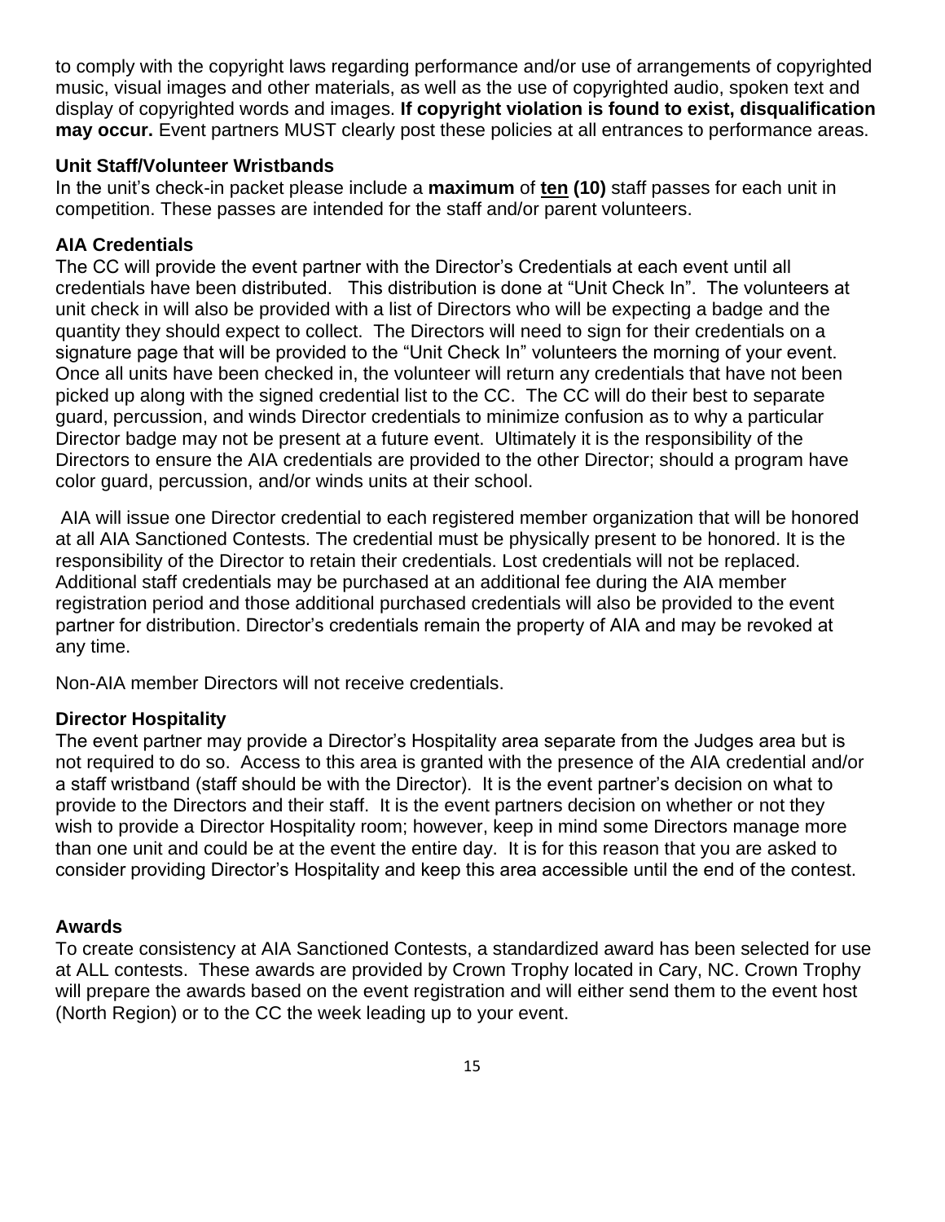to comply with the copyright laws regarding performance and/or use of arrangements of copyrighted music, visual images and other materials, as well as the use of copyrighted audio, spoken text and display of copyrighted words and images. **If copyright violation is found to exist, disqualification may occur.** Event partners MUST clearly post these policies at all entrances to performance areas.

### Unit Staff/Volunteer Wristbands

In the unit's check-in packet please include a **maximum** of **ten (10)** staff passes for each unit in competition. These passes are intended for the staff and/or parent volunteers.

### AIA Credentials

The CC will provide the event partner with the Director's Credentials at each event until all credentials have been distributed. This distribution is done at "Unit Check In". The volunteers at unit check in will also be provided with a list of Directors who will be expecting a badge and the quantity they should expect to collect. The Directors will need to sign for their credentials on a signature page that will be provided to the "Unit Check In" volunteers the morning of your event. Once all units have been checked in, the volunteer will return any credentials that have not been picked up along with the signed credential list to the CC. The CC will do their best to separate guard, percussion, and winds Director credentials to minimize confusion as to why a particular Director badge may not be present at a future event. Ultimately it is the responsibility of the Directors to ensure the AIA credentials are provided to the other Director; should a program have color guard, percussion, and/or winds units at their school.

AIA will issue one Director credential to each registered member organization that will be honored at all AIA Sanctioned Contests. The credential must be physically present to be honored. It is the responsibility of the Director to retain their credentials. Lost credentials will not be replaced. Additional staff credentials may be purchased at an additional fee during the AIA member registration period and those additional purchased credentials will also be provided to the event partner for distribution. Director's credentials remain the property of AIA and may be revoked at any time.

Non-AIA member Directors will not receive credentials.

### Director Hospitality

The event partner may provide a Director's Hospitality area separate from the Judges area but is not required to do so. Access to this area is granted with the presence of the AIA credential and/or a staff wristband (staff should be with the Director). It is the event partner's decision on what to provide to the Directors and their staff. It is the event partners decision on whether or not they wish to provide a Director Hospitality room; however, keep in mind some Directors manage more than one unit and could be at the event the entire day. It is for this reason that you are asked to consider providing Director's Hospitality and keep this area accessible until the end of the contest.

### Awards

To create consistency at AIA Sanctioned Contests, a standardized award has been selected for use at ALL contests. These awards are provided by Crown Trophy located in Cary, NC. Crown Trophy will prepare the awards based on the event registration and will either send them to the event host (North Region) or to the CC the week leading up to your event.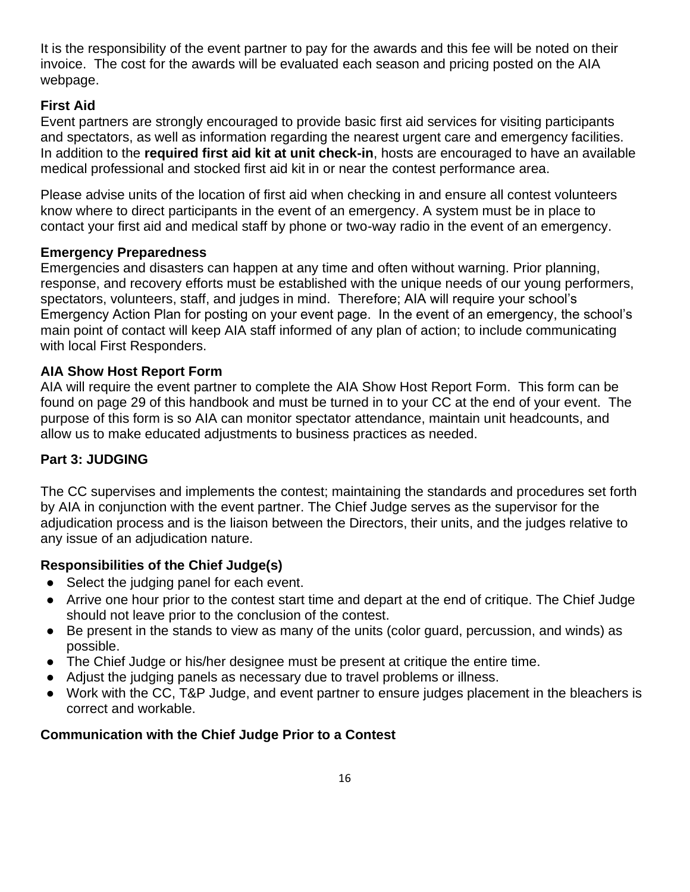It is the responsibility of the event partner to pay for the awards and this fee will be noted on their invoice. The cost for the awards will be evaluated each season and pricing posted on the AIA webpage.

### First Aid

Event partners are strongly encouraged to provide basic first aid services for visiting participants and spectators, as well as information regarding the nearest urgent care and emergency facilities. In addition to the **required first aid kit at unit check-in**, hosts are encouraged to have an available medical professional and stocked first aid kit in or near the contest performance area.

Please advise units of the location of first aid when checking in and ensure all contest volunteers know where to direct participants in the event of an emergency. A system must be in place to contact your first aid and medical staff by phone or two-way radio in the event of an emergency.

### Emergency Preparedness

Emergencies and disasters can happen at any time and often without warning. Prior planning, response, and recovery efforts must be established with the unique needs of our young performers, spectators, volunteers, staff, and judges in mind. Therefore; AIA will require your school's Emergency Action Plan for posting on your event page. In the event of an emergency, the school's main point of contact will keep AIA staff informed of any plan of action; to include communicating with local First Responders.

### AIA Show Host Report Form

AIA will require the event partner to complete the AIA Show Host Report Form. This form can be found on page 29 of this handbook and must be turned in to your CC at the end of your event. The purpose of this form is so AIA can monitor spectator attendance, maintain unit headcounts, and allow us to make educated adjustments to business practices as needed.

## Part 3: JUDGING

The CC supervises and implements the contest; maintaining the standards and procedures set forth by AIA in conjunction with the event partner. The Chief Judge serves as the supervisor for the adjudication process and is the liaison between the Directors, their units, and the judges relative to any issue of an adjudication nature.

### Responsibilities of the Chief Judge(s)

- Select the judging panel for each event.
- Arrive one hour prior to the contest start time and depart at the end of critique. The Chief Judge should not leave prior to the conclusion of the contest.
- Be present in the stands to view as many of the units (color guard, percussion, and winds) as possible.
- The Chief Judge or his/her designee must be present at critique the entire time.
- Adjust the judging panels as necessary due to travel problems or illness.
- Work with the CC, T&P Judge, and event partner to ensure judges placement in the bleachers is correct and workable.

### Communication with the Chief Judge Prior to a Contest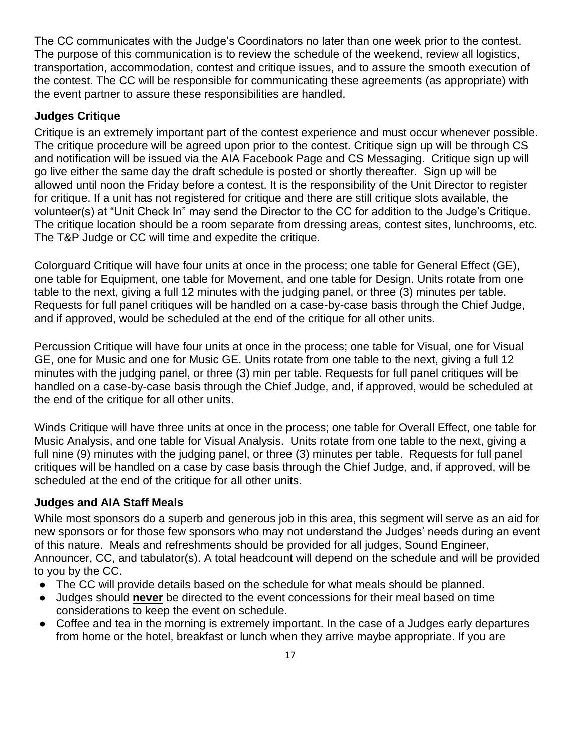The CC communicates with the Judge's Coordinators no later than one week prior to the contest. The purpose of this communication is to review the schedule of the weekend, review all logistics, transportation, accommodation, contest and critique issues, and to assure the smooth execution of the contest. The CC will be responsible for communicating these agreements (as appropriate) with the event partner to assure these responsibilities are handled.

### Judges Critique

Critique is an extremely important part of the contest experience and must occur whenever possible. The critique procedure will be agreed upon prior to the contest. Critique sign up will be through CS and notification will be issued via the AIA Facebook Page and CS Messaging. Critique sign up will go live either the same day the draft schedule is posted or shortly thereafter. Sign up will be allowed until noon the Friday before a contest. It is the responsibility of the Unit Director to register for critique. If a unit has not registered for critique and there are still critique slots available, the volunteer(s) at "Unit Check In" may send the Director to the CC for addition to the Judge's Critique. The critique location should be a room separate from dressing areas, contest sites, lunchrooms, etc. The T&P Judge or CC will time and expedite the critique.

Colorguard Critique will have four units at once in the process; one table for General Effect (GE), one table for Equipment, one table for Movement, and one table for Design. Units rotate from one table to the next, giving a full 12 minutes with the judging panel, or three (3) minutes per table. Requests for full panel critiques will be handled on a case-by-case basis through the Chief Judge, and if approved, would be scheduled at the end of the critique for all other units.

Percussion Critique will have four units at once in the process; one table for Visual, one for Visual GE, one for Music and one for Music GE. Units rotate from one table to the next, giving a full 12 minutes with the judging panel, or three (3) min per table. Requests for full panel critiques will be handled on a case-by-case basis through the Chief Judge, and, if approved, would be scheduled at the end of the critique for all other units.

Winds Critique will have three units at once in the process; one table for Overall Effect, one table for Music Analysis, and one table for Visual Analysis. Units rotate from one table to the next, giving a full nine (9) minutes with the judging panel, or three (3) minutes per table. Requests for full panel critiques will be handled on a case by case basis through the Chief Judge, and, if approved, will be scheduled at the end of the critique for all other units.

### Judges and AIA Staff Meals

While most sponsors do a superb and generous job in this area, this segment will serve as an aid for new sponsors or for those few sponsors who may not understand the Judges' needs during an event of this nature. Meals and refreshments should be provided for all judges, Sound Engineer, Announcer, CC, and tabulator(s). A total headcount will depend on the schedule and will be provided to you by the CC.

- The CC will provide details based on the schedule for what meals should be planned.
- Judges should **never** be directed to the event concessions for their meal based on time considerations to keep the event on schedule.
- Coffee and tea in the morning is extremely important. In the case of a Judges early departures from home or the hotel, breakfast or lunch when they arrive maybe appropriate. If you are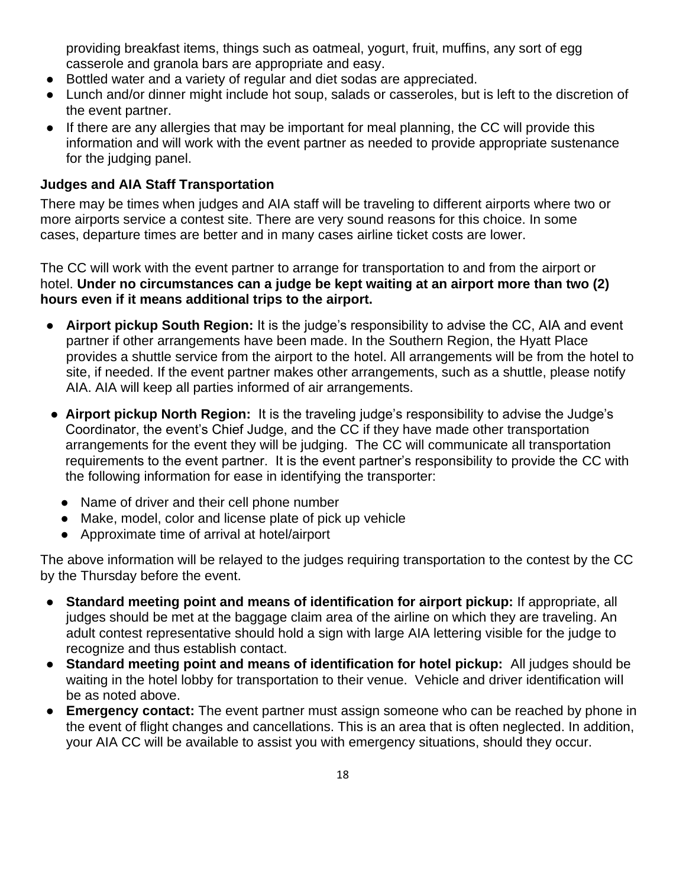providing breakfast items, things such as oatmeal, yogurt, fruit, muffins, any sort of egg casserole and granola bars are appropriate and easy.

- Bottled water and a variety of regular and diet sodas are appreciated.
- Lunch and/or dinner might include hot soup, salads or casseroles, but is left to the discretion of the event partner.
- If there are any allergies that may be important for meal planning, the CC will provide this information and will work with the event partner as needed to provide appropriate sustenance for the judging panel.

### Judges and AIA Staff Transportation

There may be times when judges and AIA staff will be traveling to different airports where two or more airports service a contest site. There are very sound reasons for this choice. In some cases, departure times are better and in many cases airline ticket costs are lower.

The CC will work with the event partner to arrange for transportation to and from the airport or hotel. **Under no circumstances can a judge be kept waiting at an airport more than two (2) hours even if it means additional trips to the airport.**

- **Airport pickup South Region:** It is the judge's responsibility to advise the CC, AIA and event partner if other arrangements have been made. In the Southern Region, the Hyatt Place provides a shuttle service from the airport to the hotel. All arrangements will be from the hotel to site, if needed. If the event partner makes other arrangements, such as a shuttle, please notify AIA. AIA will keep all parties informed of air arrangements.
- **Airport pickup North Region:** It is the traveling judge's responsibility to advise the Judge's Coordinator, the event's Chief Judge, and the CC if they have made other transportation arrangements for the event they will be judging. The CC will communicate all transportation requirements to the event partner. It is the event partner's responsibility to provide the CC with the following information for ease in identifying the transporter:
  - Name of driver and their cell phone number
  - Make, model, color and license plate of pick up vehicle
  - Approximate time of arrival at hotel/airport

The above information will be relayed to the judges requiring transportation to the contest by the CC by the Thursday before the event.

- **Standard meeting point and means of identification for airport pickup:** If appropriate, all judges should be met at the baggage claim area of the airline on which they are traveling. An adult contest representative should hold a sign with large AIA lettering visible for the judge to recognize and thus establish contact.
- **Standard meeting point and means of identification for hotel pickup:** All judges should be waiting in the hotel lobby for transportation to their venue. Vehicle and driver identification will be as noted above.
- **Emergency contact:** The event partner must assign someone who can be reached by phone in the event of flight changes and cancellations. This is an area that is often neglected. In addition, your AIA CC will be available to assist you with emergency situations, should they occur.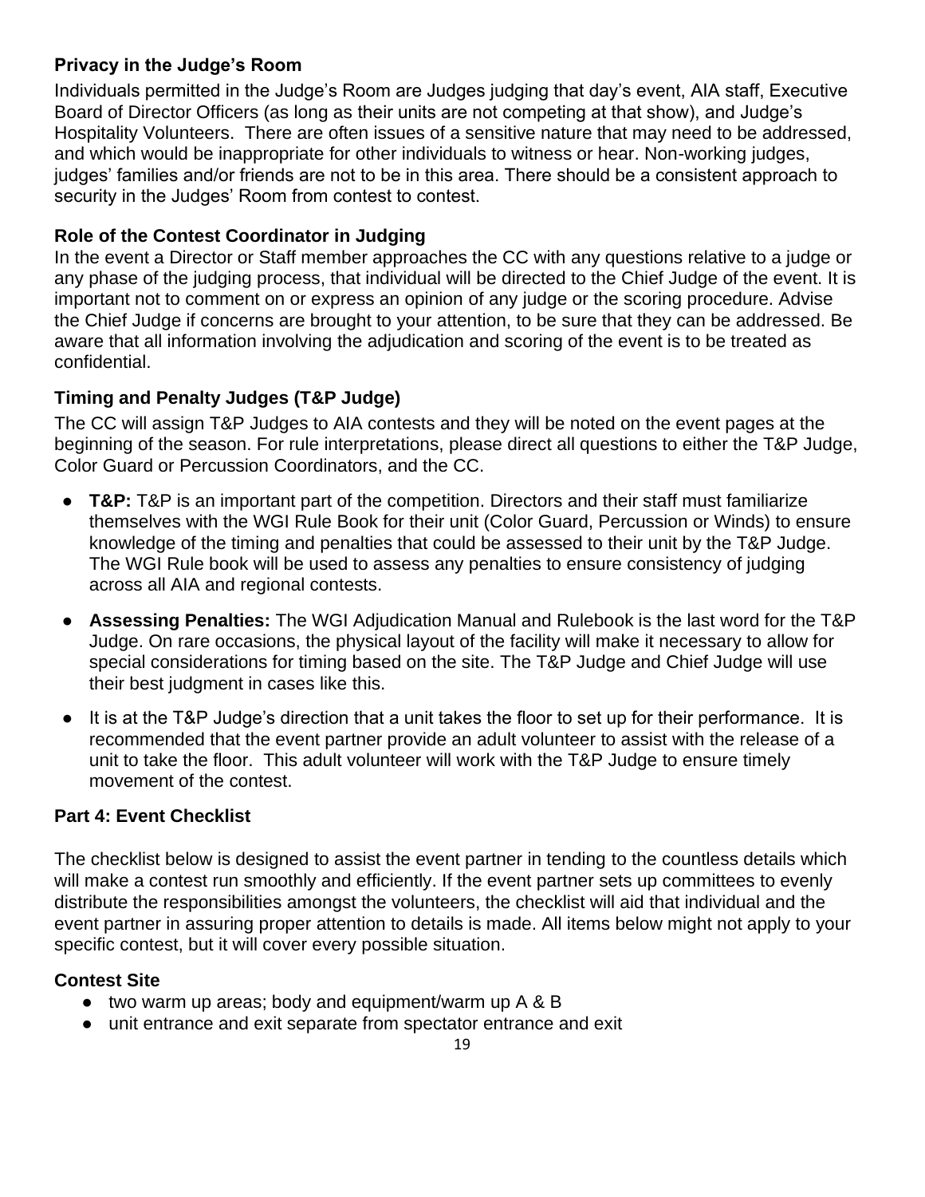### Privacy in the Judge's Room

Individuals permitted in the Judge's Room are Judges judging that day's event, AIA staff, Executive Board of Director Officers (as long as their units are not competing at that show), and Judge's Hospitality Volunteers. There are often issues of a sensitive nature that may need to be addressed, and which would be inappropriate for other individuals to witness or hear. Non-working judges, judges' families and/or friends are not to be in this area. There should be a consistent approach to security in the Judges' Room from contest to contest.

### Role of the Contest Coordinator in Judging

In the event a Director or Staff member approaches the CC with any questions relative to a judge or any phase of the judging process, that individual will be directed to the Chief Judge of the event. It is important not to comment on or express an opinion of any judge or the scoring procedure. Advise the Chief Judge if concerns are brought to your attention, to be sure that they can be addressed. Be aware that all information involving the adjudication and scoring of the event is to be treated as confidential.

### Timing and Penalty Judges (T&P Judge)

The CC will assign T&P Judges to AIA contests and they will be noted on the event pages at the beginning of the season. For rule interpretations, please direct all questions to either the T&P Judge, Color Guard or Percussion Coordinators, and the CC.

- **T&P:** T&P is an important part of the competition. Directors and their staff must familiarize themselves with the WGI Rule Book for their unit (Color Guard, Percussion or Winds) to ensure knowledge of the timing and penalties that could be assessed to their unit by the T&P Judge. The WGI Rule book will be used to assess any penalties to ensure consistency of judging across all AIA and regional contests.
- **Assessing Penalties:** The WGI Adjudication Manual and Rulebook is the last word for the T&P Judge. On rare occasions, the physical layout of the facility will make it necessary to allow for special considerations for timing based on the site. The T&P Judge and Chief Judge will use their best judgment in cases like this.
- It is at the T&P Judge's direction that a unit takes the floor to set up for their performance. It is recommended that the event partner provide an adult volunteer to assist with the release of a unit to take the floor. This adult volunteer will work with the T&P Judge to ensure timely movement of the contest.

## Part 4: Event Checklist

The checklist below is designed to assist the event partner in tending to the countless details which will make a contest run smoothly and efficiently. If the event partner sets up committees to evenly distribute the responsibilities amongst the volunteers, the checklist will aid that individual and the event partner in assuring proper attention to details is made. All items below might not apply to your specific contest, but it will cover every possible situation.

### Contest Site

- two warm up areas; body and equipment/warm up A & B
- unit entrance and exit separate from spectator entrance and exit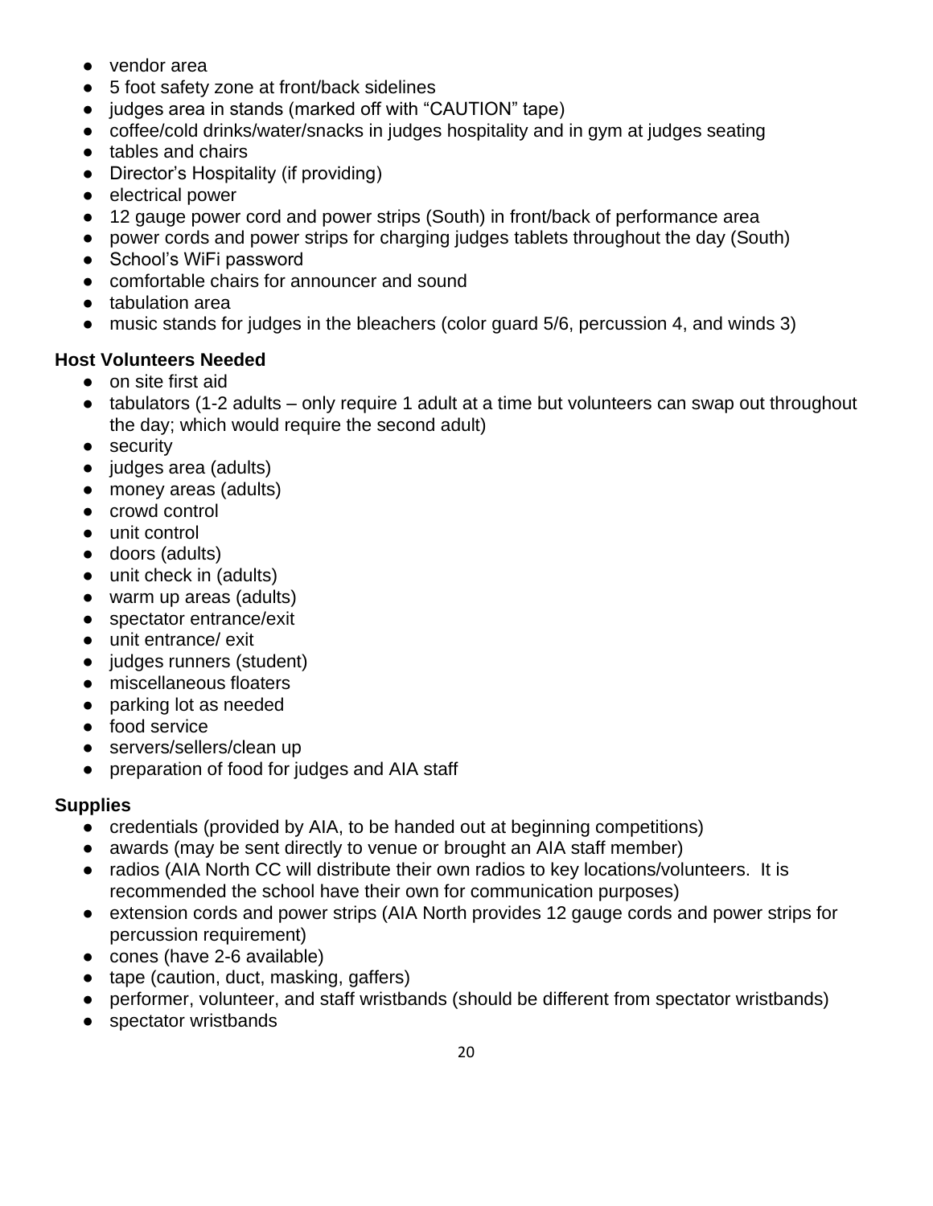- vendor area
- 5 foot safety zone at front/back sidelines
- judges area in stands (marked off with "CAUTION" tape)
- coffee/cold drinks/water/snacks in judges hospitality and in gym at judges seating
- tables and chairs
- Director's Hospitality (if providing)
- electrical power
- 12 gauge power cord and power strips (South) in front/back of performance area
- power cords and power strips for charging judges tablets throughout the day (South)
- School's WiFi password
- comfortable chairs for announcer and sound
- tabulation area
- music stands for judges in the bleachers (color guard 5/6, percussion 4, and winds 3)

**Host Volunteers Needed**

- on site first aid
- tabulators (1-2 adults – only require 1 adult at a time but volunteers can swap out throughout the day; which would require the second adult)
- security
- judges area (adults)
- money areas (adults)
- crowd control
- unit control
- doors (adults)
- unit check in (adults)
- warm up areas (adults)
- spectator entrance/exit
- unit entrance/ exit
- judges runners (student)
- miscellaneous floaters
- parking lot as needed
- food service
- servers/sellers/clean up
- preparation of food for judges and AIA staff

**Supplies**

- credentials (provided by AIA, to be handed out at beginning competitions)
- awards (may be sent directly to venue or brought an AIA staff member)
- radios (AIA North CC will distribute their own radios to key locations/volunteers. It is recommended the school have their own for communication purposes)
- extension cords and power strips (AIA North provides 12 gauge cords and power strips for percussion requirement)
- cones (have 2-6 available)
- tape (caution, duct, masking, gaffers)
- performer, volunteer, and staff wristbands (should be different from spectator wristbands)
- spectator wristbands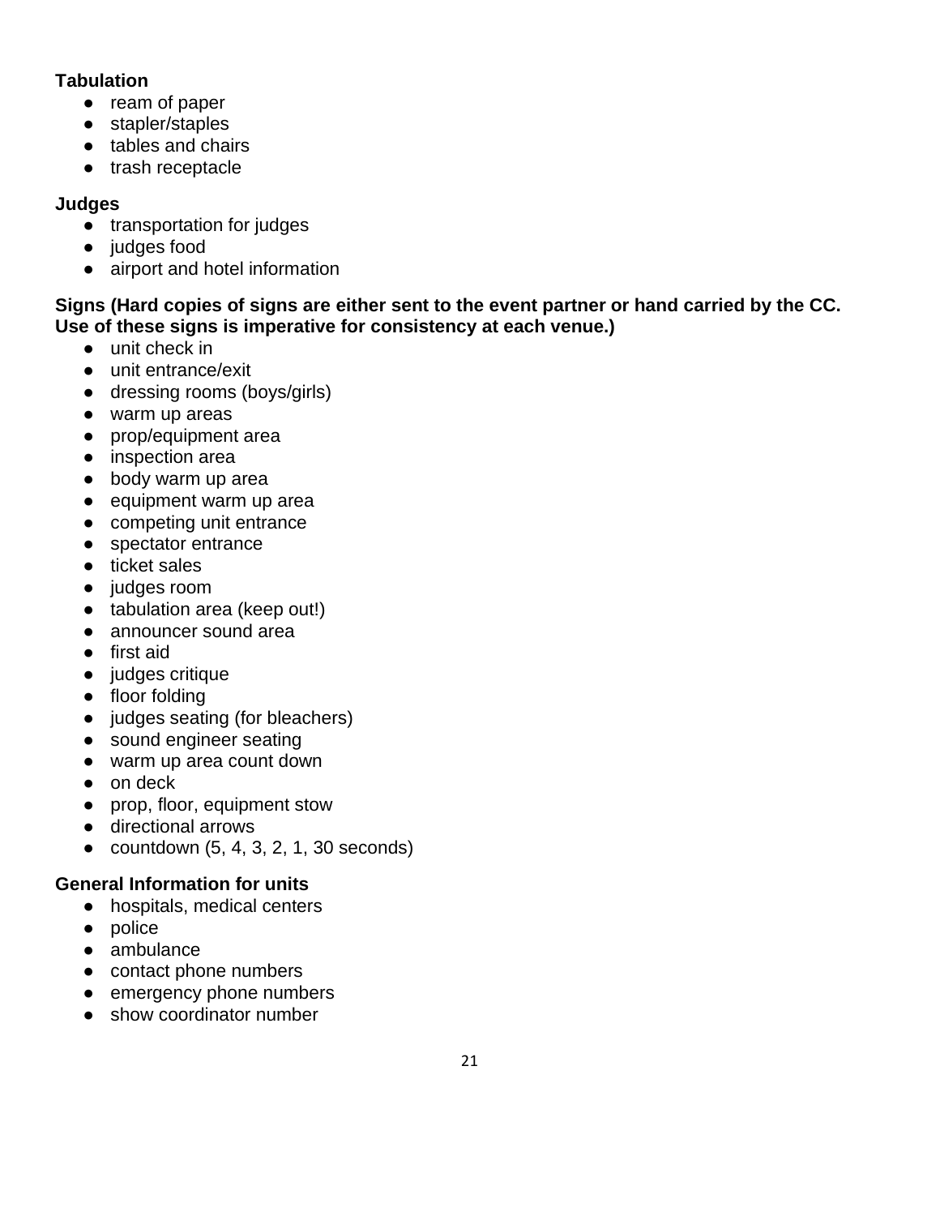**Tabulation**

- ream of paper
- stapler/staples
- tables and chairs
- trash receptacle

**Judges**

- transportation for judges
- judges food
- airport and hotel information

**Signs (Hard copies of signs are either sent to the event partner or hand carried by the CC. Use of these signs is imperative for consistency at each venue.)**

- unit check in
- unit entrance/exit
- dressing rooms (boys/girls)
- warm up areas
- prop/equipment area
- inspection area
- body warm up area
- equipment warm up area
- competing unit entrance
- spectator entrance
- ticket sales
- judges room
- tabulation area (keep out!)
- announcer sound area
- first aid
- judges critique
- floor folding
- judges seating (for bleachers)
- sound engineer seating
- warm up area count down
- on deck
- prop, floor, equipment stow
- directional arrows
- countdown (5, 4, 3, 2, 1, 30 seconds)

**General Information for units**

- hospitals, medical centers
- police
- ambulance
- contact phone numbers
- emergency phone numbers
- show coordinator number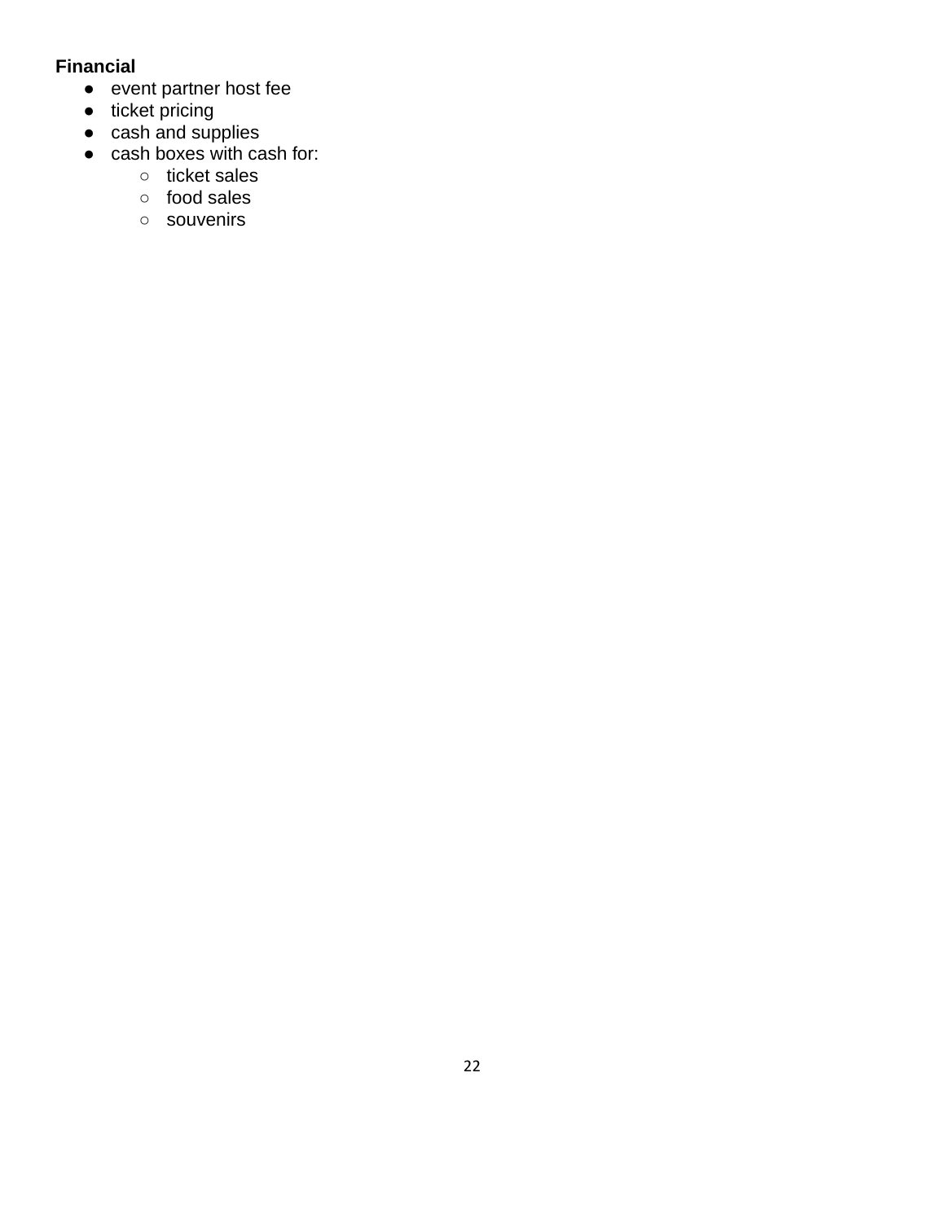**Financial**

- event partner host fee
- ticket pricing
- cash and supplies
- cash boxes with cash for:
    - ticket sales
    - food sales
    - souvenirs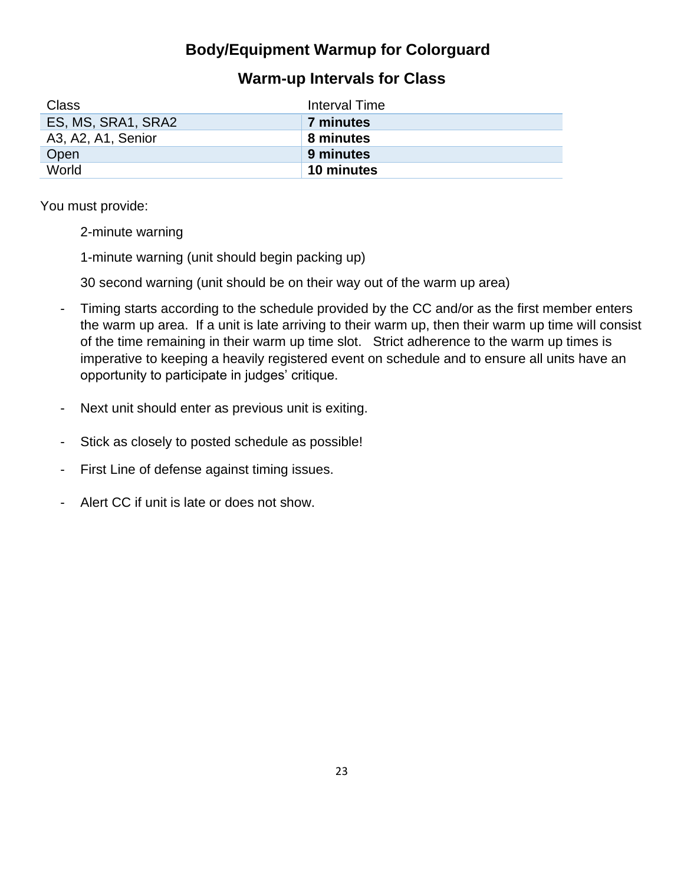# Body/Equipment Warmup for Colorguard

## Warm-up Intervals for Class

| Class | Interval Time |
|---|---|
| ES, MS, SRA1, SRA2 | **7 minutes** |
| A3, A2, A1, Senior | **8 minutes** |
| Open | **9 minutes** |
| World | **10 minutes** |

You must provide:

2-minute warning

1-minute warning (unit should begin packing up)

30 second warning (unit should be on their way out of the warm up area)

- Timing starts according to the schedule provided by the CC and/or as the first member enters the warm up area. If a unit is late arriving to their warm up, then their warm up time will consist of the time remaining in their warm up time slot. Strict adherence to the warm up times is imperative to keeping a heavily registered event on schedule and to ensure all units have an opportunity to participate in judges' critique.

- Next unit should enter as previous unit is exiting.

- Stick as closely to posted schedule as possible!

- First Line of defense against timing issues.

- Alert CC if unit is late or does not show.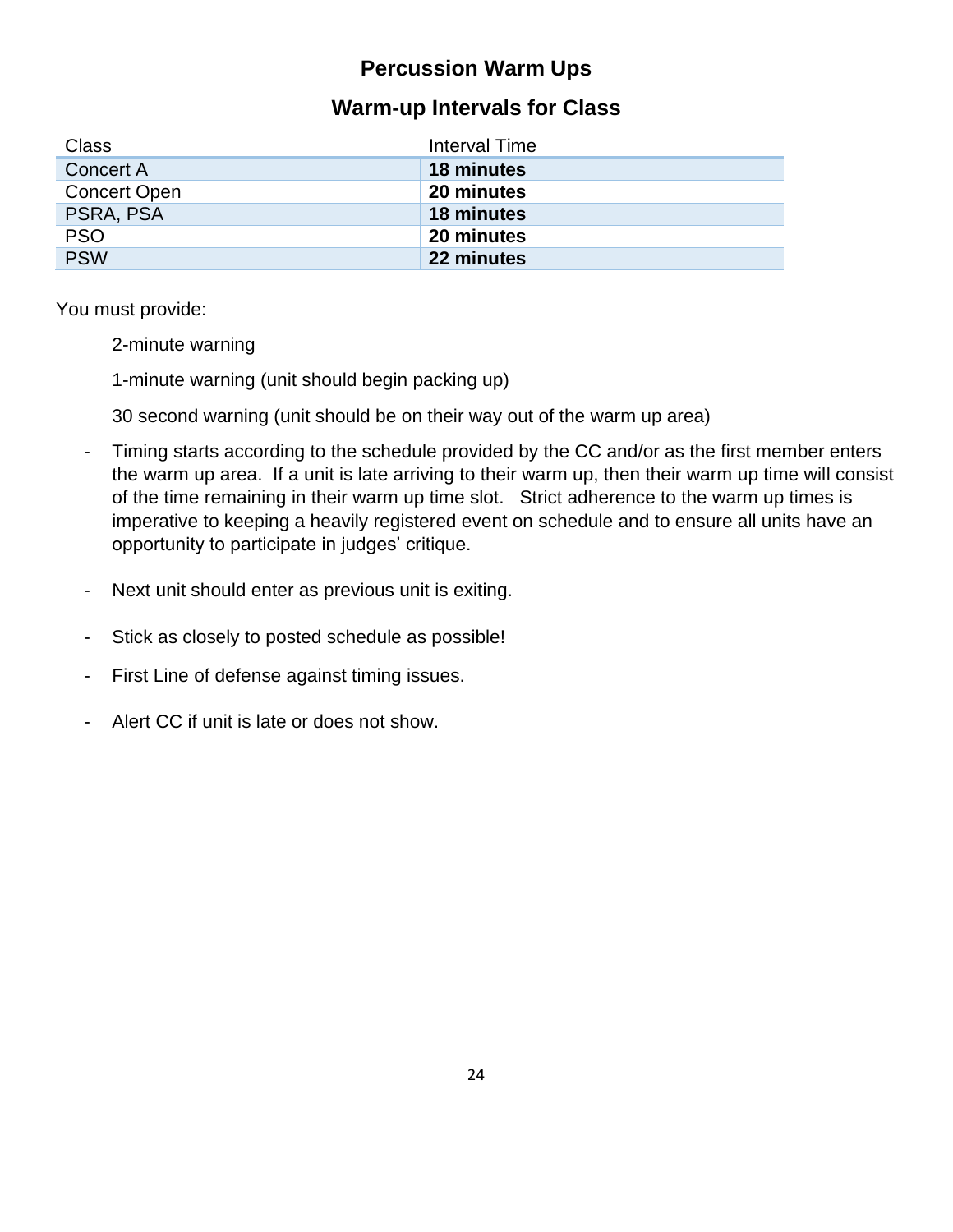## Percussion Warm Ups

### Warm-up Intervals for Class

| Class | Interval Time |
|---|---|
| Concert A | **18 minutes** |
| Concert Open | **20 minutes** |
| PSRA, PSA | **18 minutes** |
| PSO | **20 minutes** |
| PSW | **22 minutes** |

You must provide:

2-minute warning

1-minute warning (unit should begin packing up)

30 second warning (unit should be on their way out of the warm up area)

- Timing starts according to the schedule provided by the CC and/or as the first member enters the warm up area. If a unit is late arriving to their warm up, then their warm up time will consist of the time remaining in their warm up time slot. Strict adherence to the warm up times is imperative to keeping a heavily registered event on schedule and to ensure all units have an opportunity to participate in judges' critique.

- Next unit should enter as previous unit is exiting.

- Stick as closely to posted schedule as possible!

- First Line of defense against timing issues.

- Alert CC if unit is late or does not show.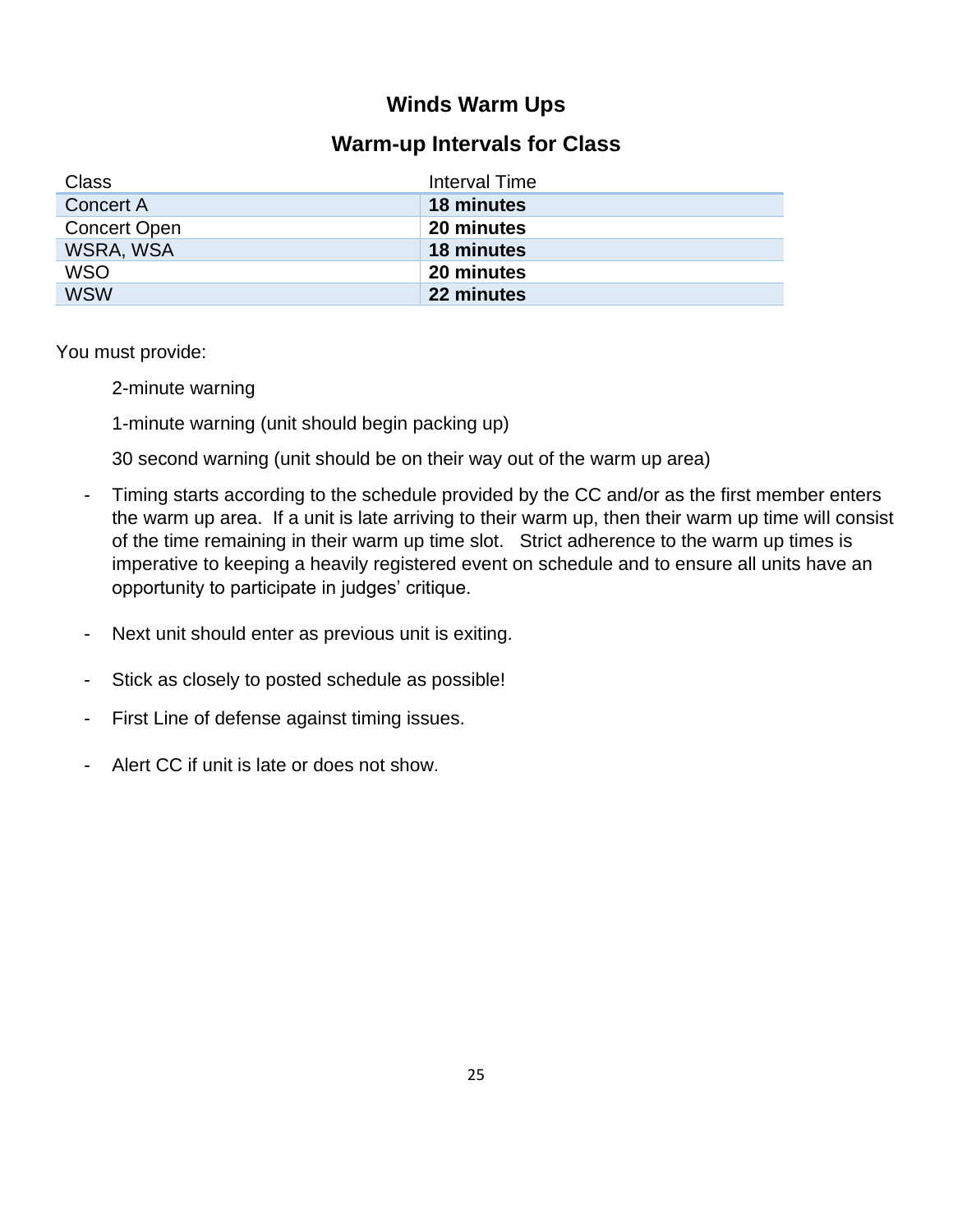# Winds Warm Ups

## Warm-up Intervals for Class

| Class | Interval Time |
|---|---|
| Concert A | **18 minutes** |
| Concert Open | **20 minutes** |
| WSRA, WSA | **18 minutes** |
| WSO | **20 minutes** |
| WSW | **22 minutes** |

You must provide:

2-minute warning

1-minute warning (unit should begin packing up)

30 second warning (unit should be on their way out of the warm up area)

- Timing starts according to the schedule provided by the CC and/or as the first member enters the warm up area. If a unit is late arriving to their warm up, then their warm up time will consist of the time remaining in their warm up time slot. Strict adherence to the warm up times is imperative to keeping a heavily registered event on schedule and to ensure all units have an opportunity to participate in judges' critique.
- Next unit should enter as previous unit is exiting.
- Stick as closely to posted schedule as possible!
- First Line of defense against timing issues.
- Alert CC if unit is late or does not show.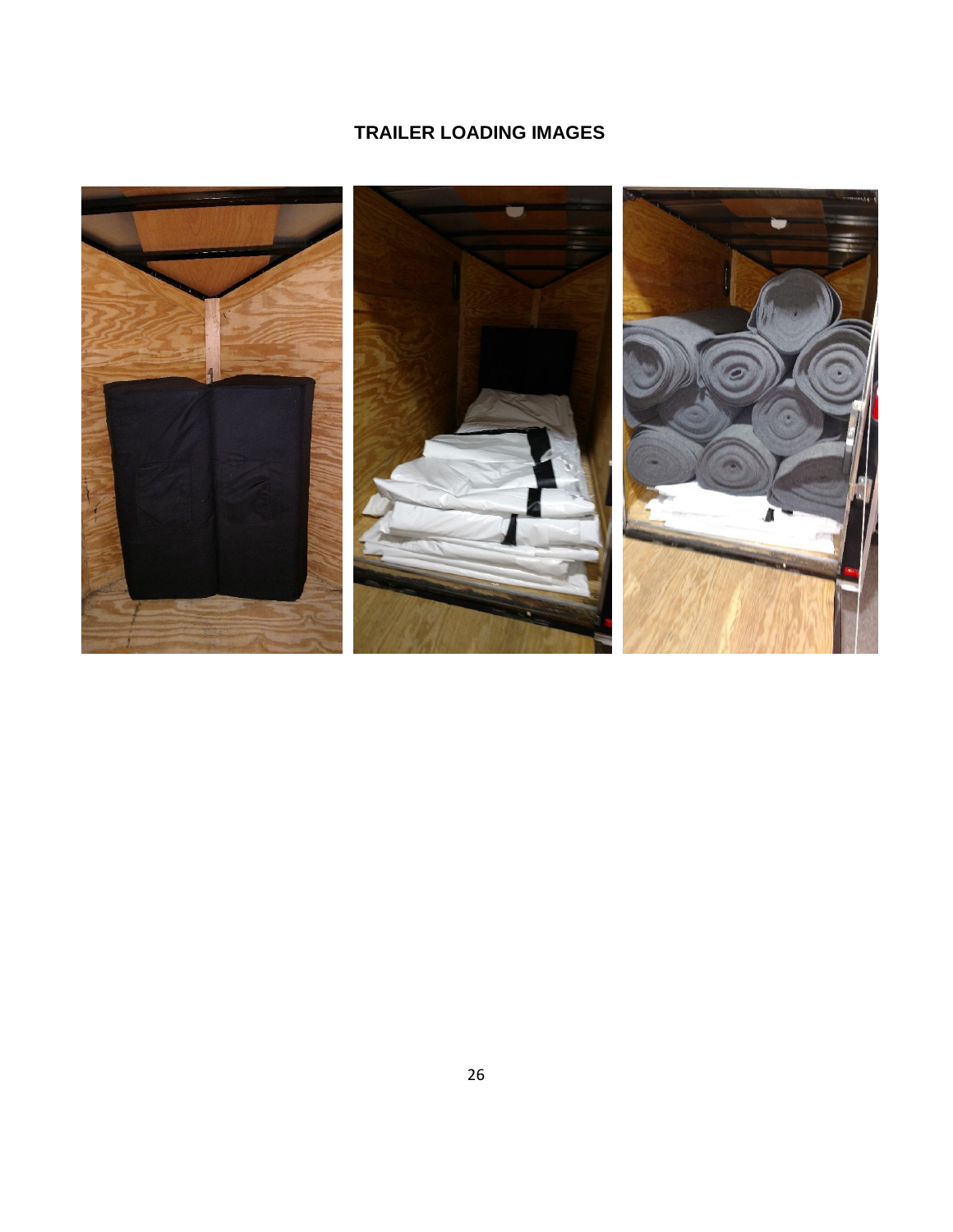## TRAILER LOADING IMAGES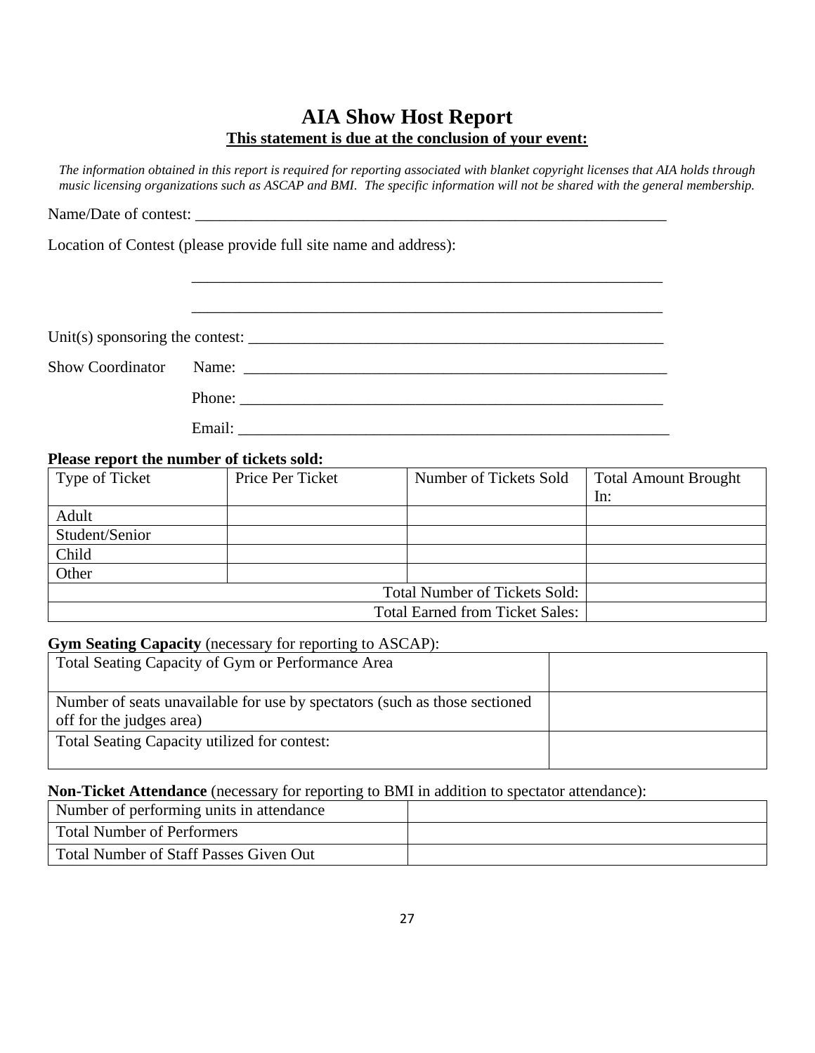# AIA Show Host Report

**<u>This statement is due at the conclusion of your event:</u>**

*The information obtained in this report is required for reporting associated with blanket copyright licenses that AIA holds through music licensing organizations such as ASCAP and BMI. The specific information will not be shared with the general membership.*

Name/Date of contest: ______________________________________________________________

Location of Contest (please provide full site name and address):

______________________________________________________________

______________________________________________________________

Unit(s) sponsoring the contest: ______________________________________________________

Show Coordinator Name: ______________________________________________________

Phone: ______________________________________________________

Email: ______________________________________________________

**Please report the number of tickets sold:**

| Type of Ticket | Price Per Ticket | Number of Tickets Sold | Total Amount Brought In: |
|---|---|---|---|
| Adult | | | |
| Student/Senior | | | |
| Child | | | |
| Other | | | |
| | | Total Number of Tickets Sold: | |
| | | Total Earned from Ticket Sales: | |

**Gym Seating Capacity** (necessary for reporting to ASCAP):

| | |
|---|---|
| Total Seating Capacity of Gym or Performance Area | |
| Number of seats unavailable for use by spectators (such as those sectioned off for the judges area) | |
| Total Seating Capacity utilized for contest: | |

**Non-Ticket Attendance** (necessary for reporting to BMI in addition to spectator attendance):

| | |
|---|---|
| Number of performing units in attendance | |
| Total Number of Performers | |
| Total Number of Staff Passes Given Out | |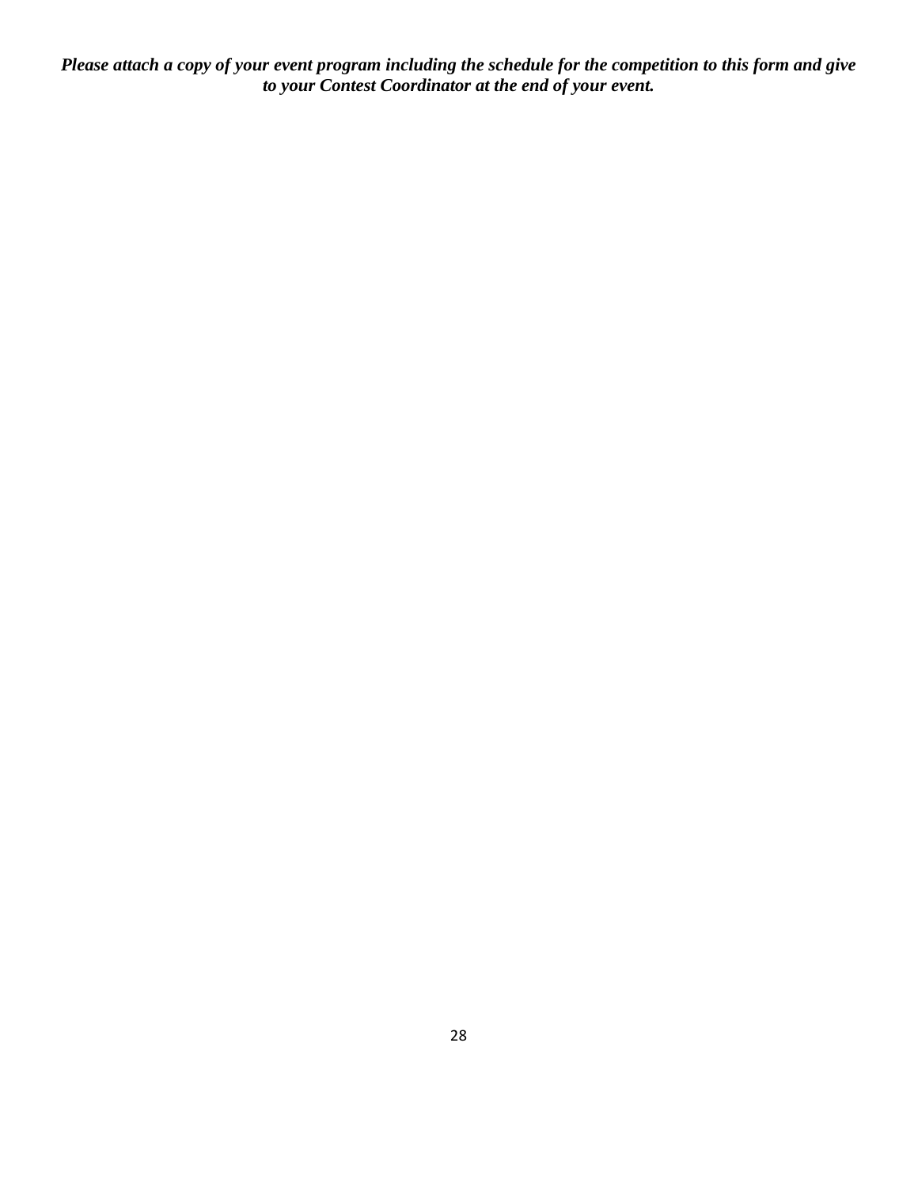***Please attach a copy of your event program including the schedule for the competition to this form and give to your Contest Coordinator at the end of your event.***